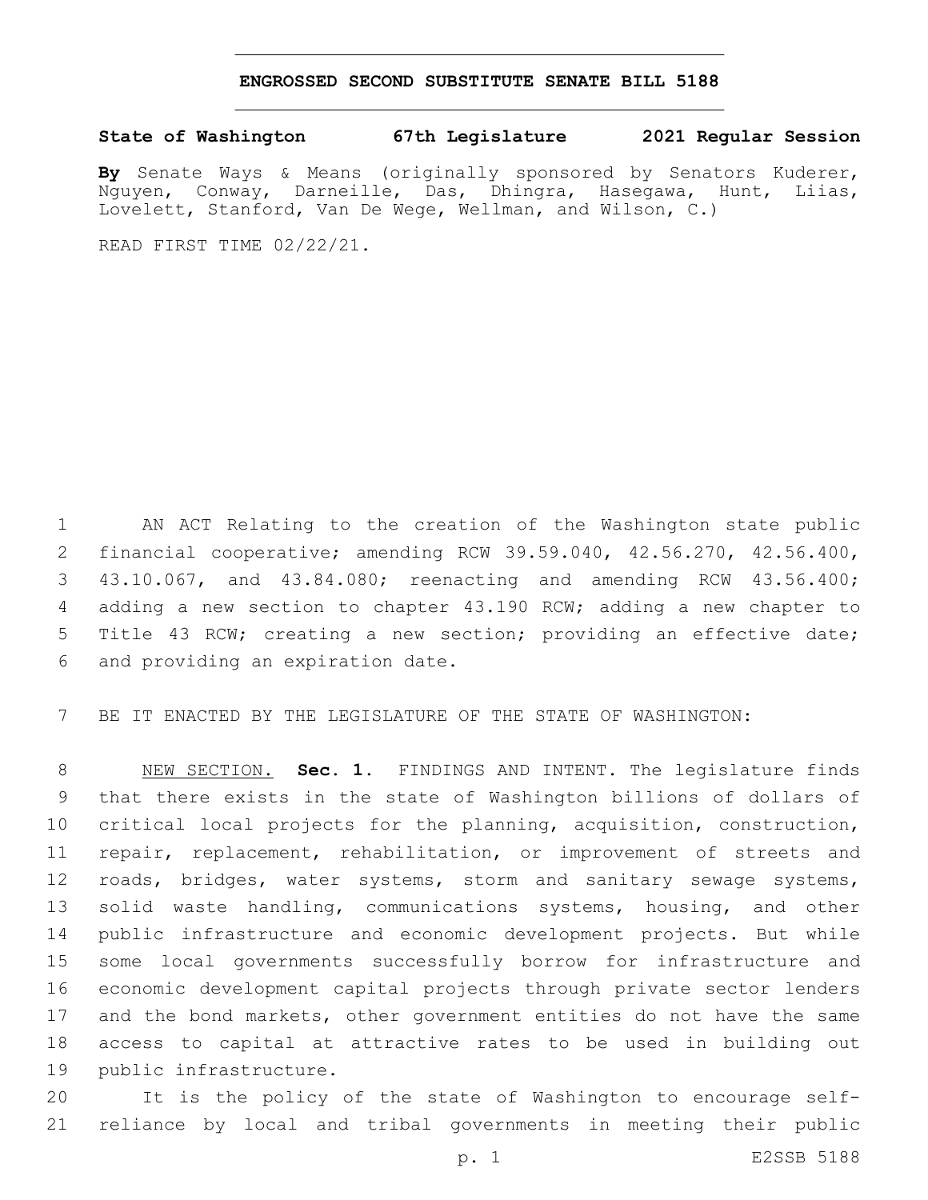# ENGROSSED SECOND SUBSTITUTE SENATE BILL 5188

**State of Washington 67th Legislature 2021 Regular Session**

**By** Senate Ways & Means (originally sponsored by Senators Kuderer, Nguyen, Conway, Darneille, Das, Dhingra, Hasegawa, Hunt, Liias, Lovelett, Stanford, Van De Wege, Wellman, and Wilson, C.)

READ FIRST TIME 02/22/21.

AN ACT Relating to the creation of the Washington state public financial cooperative; amending RCW 39.59.040, 42.56.270, 42.56.400, 43.10.067, and 43.84.080; reenacting and amending RCW 43.56.400; adding a new section to chapter 43.190 RCW; adding a new chapter to Title 43 RCW; creating a new section; providing an effective date; and providing an expiration date.

BE IT ENACTED BY THE LEGISLATURE OF THE STATE OF WASHINGTON:

NEW SECTION. **Sec. 1.** FINDINGS AND INTENT. The legislature finds that there exists in the state of Washington billions of dollars of critical local projects for the planning, acquisition, construction, repair, replacement, rehabilitation, or improvement of streets and roads, bridges, water systems, storm and sanitary sewage systems, solid waste handling, communications systems, housing, and other public infrastructure and economic development projects. But while some local governments successfully borrow for infrastructure and economic development capital projects through private sector lenders and the bond markets, other government entities do not have the same access to capital at attractive rates to be used in building out public infrastructure.

It is the policy of the state of Washington to encourage self-reliance by local and tribal governments in meeting their public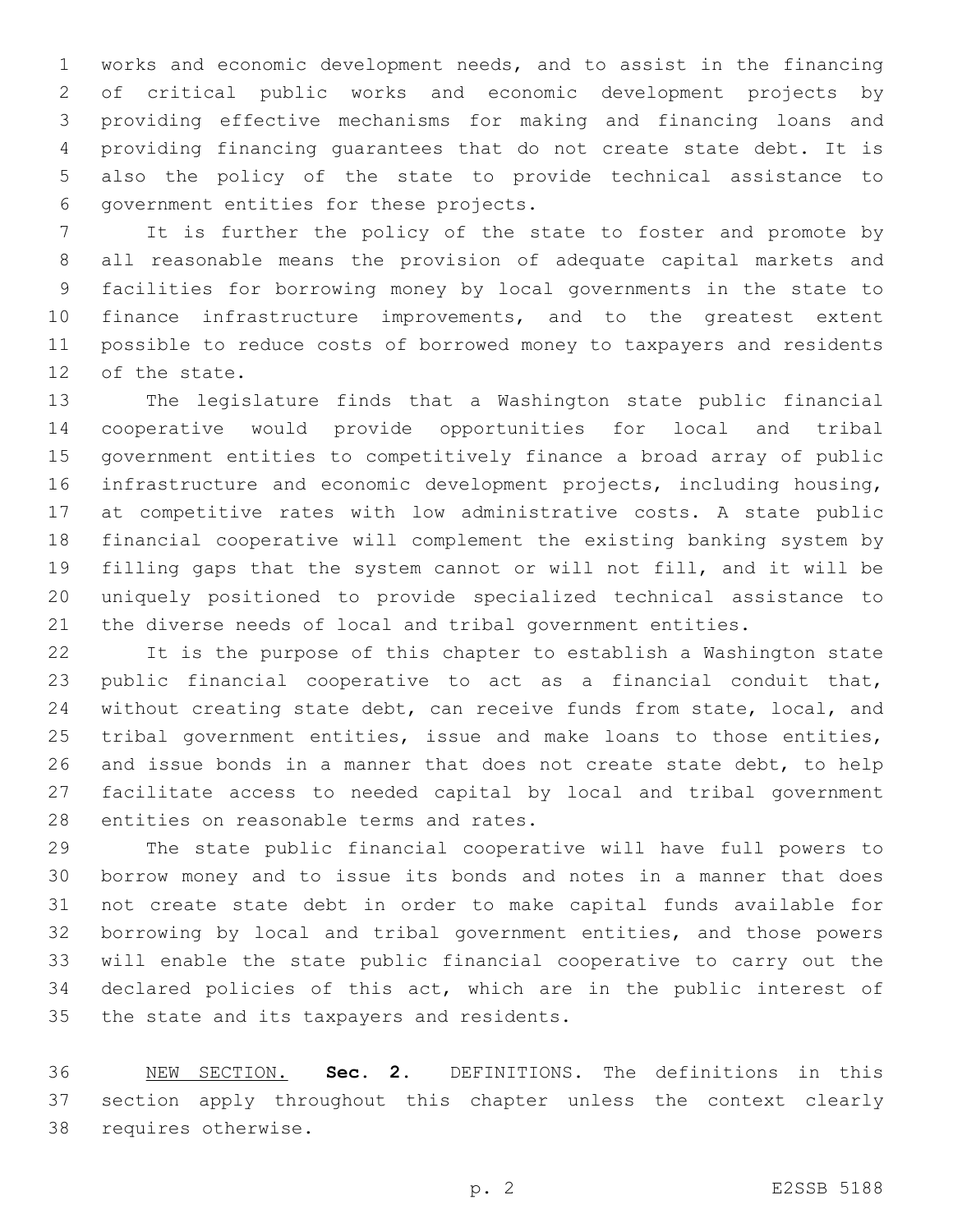works and economic development needs, and to assist in the financing of critical public works and economic development projects by providing effective mechanisms for making and financing loans and providing financing guarantees that do not create state debt. It is also the policy of the state to provide technical assistance to government entities for these projects.

It is further the policy of the state to foster and promote by all reasonable means the provision of adequate capital markets and facilities for borrowing money by local governments in the state to finance infrastructure improvements, and to the greatest extent possible to reduce costs of borrowed money to taxpayers and residents of the state.

The legislature finds that a Washington state public financial cooperative would provide opportunities for local and tribal government entities to competitively finance a broad array of public infrastructure and economic development projects, including housing, at competitive rates with low administrative costs. A state public financial cooperative will complement the existing banking system by filling gaps that the system cannot or will not fill, and it will be uniquely positioned to provide specialized technical assistance to the diverse needs of local and tribal government entities.

It is the purpose of this chapter to establish a Washington state public financial cooperative to act as a financial conduit that, without creating state debt, can receive funds from state, local, and tribal government entities, issue and make loans to those entities, and issue bonds in a manner that does not create state debt, to help facilitate access to needed capital by local and tribal government entities on reasonable terms and rates.

The state public financial cooperative will have full powers to borrow money and to issue its bonds and notes in a manner that does not create state debt in order to make capital funds available for borrowing by local and tribal government entities, and those powers will enable the state public financial cooperative to carry out the declared policies of this act, which are in the public interest of the state and its taxpayers and residents.

NEW SECTION. **Sec. 2.** DEFINITIONS. The definitions in this section apply throughout this chapter unless the context clearly requires otherwise.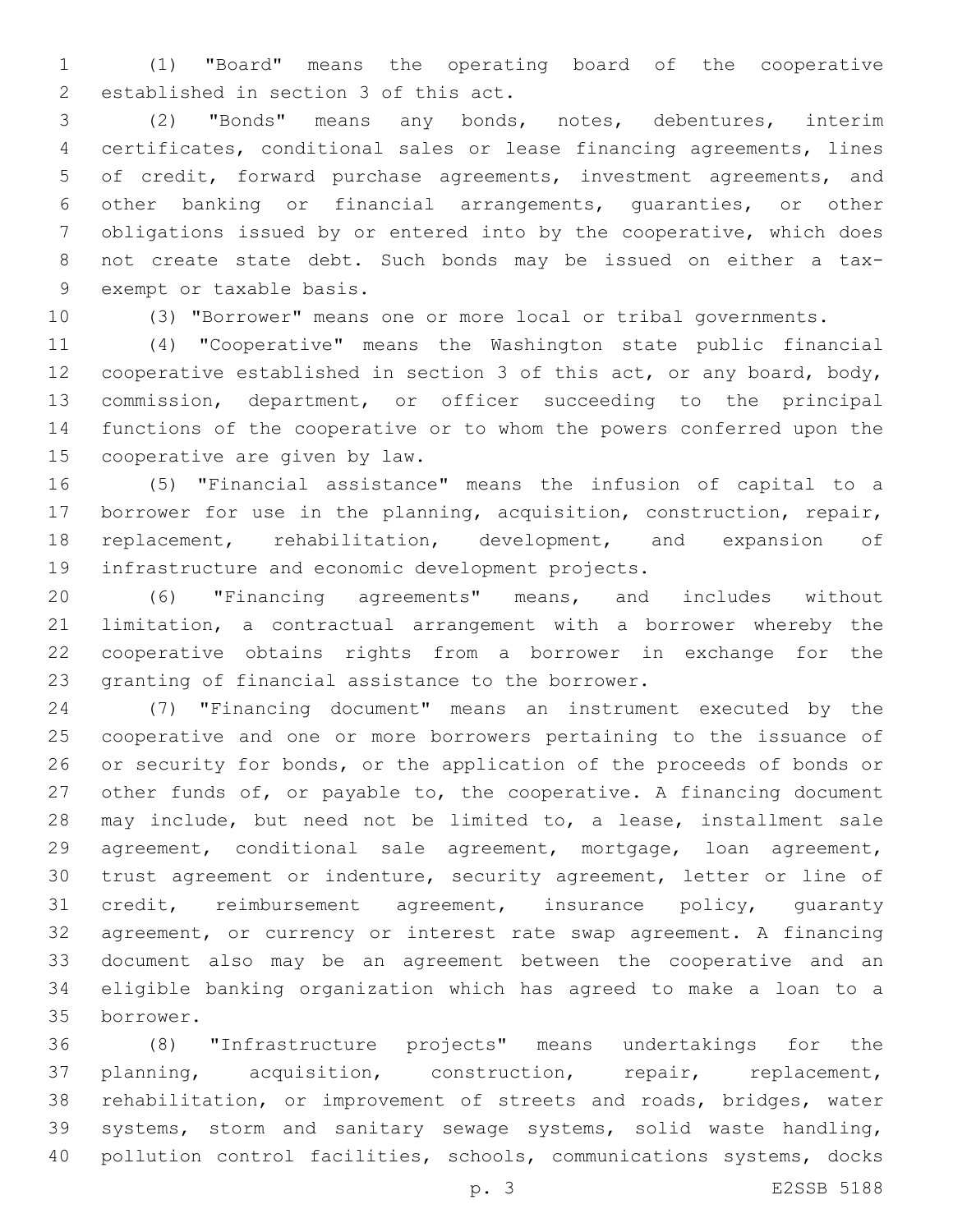(1) "Board" means the operating board of the cooperative established in section 3 of this act.

(2) "Bonds" means any bonds, notes, debentures, interim certificates, conditional sales or lease financing agreements, lines of credit, forward purchase agreements, investment agreements, and other banking or financial arrangements, guaranties, or other obligations issued by or entered into by the cooperative, which does not create state debt. Such bonds may be issued on either a tax-exempt or taxable basis.

(3) "Borrower" means one or more local or tribal governments.

(4) "Cooperative" means the Washington state public financial cooperative established in section 3 of this act, or any board, body, commission, department, or officer succeeding to the principal functions of the cooperative or to whom the powers conferred upon the cooperative are given by law.

(5) "Financial assistance" means the infusion of capital to a borrower for use in the planning, acquisition, construction, repair, replacement, rehabilitation, development, and expansion of infrastructure and economic development projects.

(6) "Financing agreements" means, and includes without limitation, a contractual arrangement with a borrower whereby the cooperative obtains rights from a borrower in exchange for the granting of financial assistance to the borrower.

(7) "Financing document" means an instrument executed by the cooperative and one or more borrowers pertaining to the issuance of or security for bonds, or the application of the proceeds of bonds or other funds of, or payable to, the cooperative. A financing document may include, but need not be limited to, a lease, installment sale agreement, conditional sale agreement, mortgage, loan agreement, trust agreement or indenture, security agreement, letter or line of credit, reimbursement agreement, insurance policy, guaranty agreement, or currency or interest rate swap agreement. A financing document also may be an agreement between the cooperative and an eligible banking organization which has agreed to make a loan to a borrower.

(8) "Infrastructure projects" means undertakings for the planning, acquisition, construction, repair, replacement, rehabilitation, or improvement of streets and roads, bridges, water systems, storm and sanitary sewage systems, solid waste handling, pollution control facilities, schools, communications systems, docks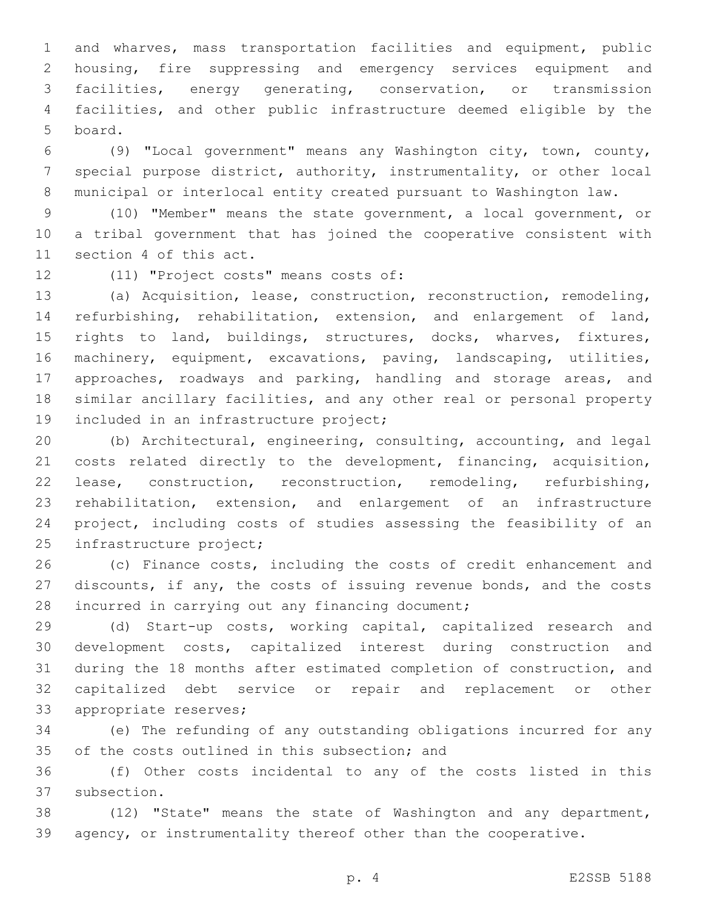and wharves, mass transportation facilities and equipment, public housing, fire suppressing and emergency services equipment and facilities, energy generating, conservation, or transmission facilities, and other public infrastructure deemed eligible by the board.

(9) "Local government" means any Washington city, town, county, special purpose district, authority, instrumentality, or other local municipal or interlocal entity created pursuant to Washington law.

(10) "Member" means the state government, a local government, or a tribal government that has joined the cooperative consistent with section 4 of this act.

(11) "Project costs" means costs of:

(a) Acquisition, lease, construction, reconstruction, remodeling, refurbishing, rehabilitation, extension, and enlargement of land, rights to land, buildings, structures, docks, wharves, fixtures, machinery, equipment, excavations, paving, landscaping, utilities, approaches, roadways and parking, handling and storage areas, and similar ancillary facilities, and any other real or personal property included in an infrastructure project;

(b) Architectural, engineering, consulting, accounting, and legal costs related directly to the development, financing, acquisition, lease, construction, reconstruction, remodeling, refurbishing, rehabilitation, extension, and enlargement of an infrastructure project, including costs of studies assessing the feasibility of an infrastructure project;

(c) Finance costs, including the costs of credit enhancement and discounts, if any, the costs of issuing revenue bonds, and the costs incurred in carrying out any financing document;

(d) Start-up costs, working capital, capitalized research and development costs, capitalized interest during construction and during the 18 months after estimated completion of construction, and capitalized debt service or repair and replacement or other appropriate reserves;

(e) The refunding of any outstanding obligations incurred for any of the costs outlined in this subsection; and

(f) Other costs incidental to any of the costs listed in this subsection.

(12) "State" means the state of Washington and any department, agency, or instrumentality thereof other than the cooperative.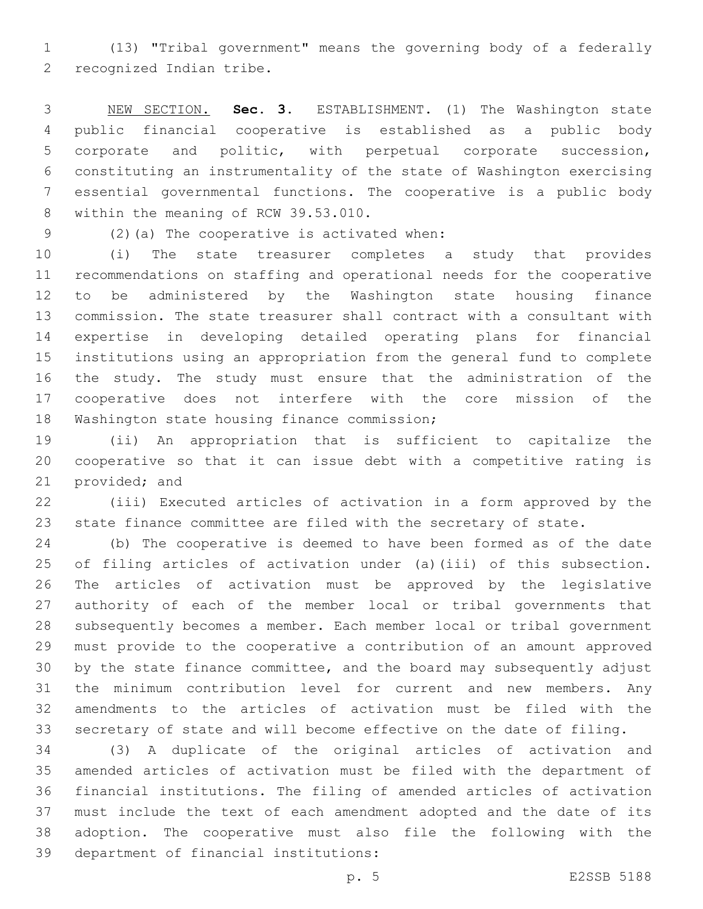(13) "Tribal government" means the governing body of a federally recognized Indian tribe.

NEW SECTION. **Sec. 3.** ESTABLISHMENT. (1) The Washington state public financial cooperative is established as a public body corporate and politic, with perpetual corporate succession, constituting an instrumentality of the state of Washington exercising essential governmental functions. The cooperative is a public body within the meaning of RCW 39.53.010.

(2)(a) The cooperative is activated when:

(i) The state treasurer completes a study that provides recommendations on staffing and operational needs for the cooperative to be administered by the Washington state housing finance commission. The state treasurer shall contract with a consultant with expertise in developing detailed operating plans for financial institutions using an appropriation from the general fund to complete the study. The study must ensure that the administration of the cooperative does not interfere with the core mission of the Washington state housing finance commission;

(ii) An appropriation that is sufficient to capitalize the cooperative so that it can issue debt with a competitive rating is provided; and

(iii) Executed articles of activation in a form approved by the state finance committee are filed with the secretary of state.

(b) The cooperative is deemed to have been formed as of the date of filing articles of activation under (a)(iii) of this subsection. The articles of activation must be approved by the legislative authority of each of the member local or tribal governments that subsequently becomes a member. Each member local or tribal government must provide to the cooperative a contribution of an amount approved by the state finance committee, and the board may subsequently adjust the minimum contribution level for current and new members. Any amendments to the articles of activation must be filed with the secretary of state and will become effective on the date of filing.

(3) A duplicate of the original articles of activation and amended articles of activation must be filed with the department of financial institutions. The filing of amended articles of activation must include the text of each amendment adopted and the date of its adoption. The cooperative must also file the following with the department of financial institutions: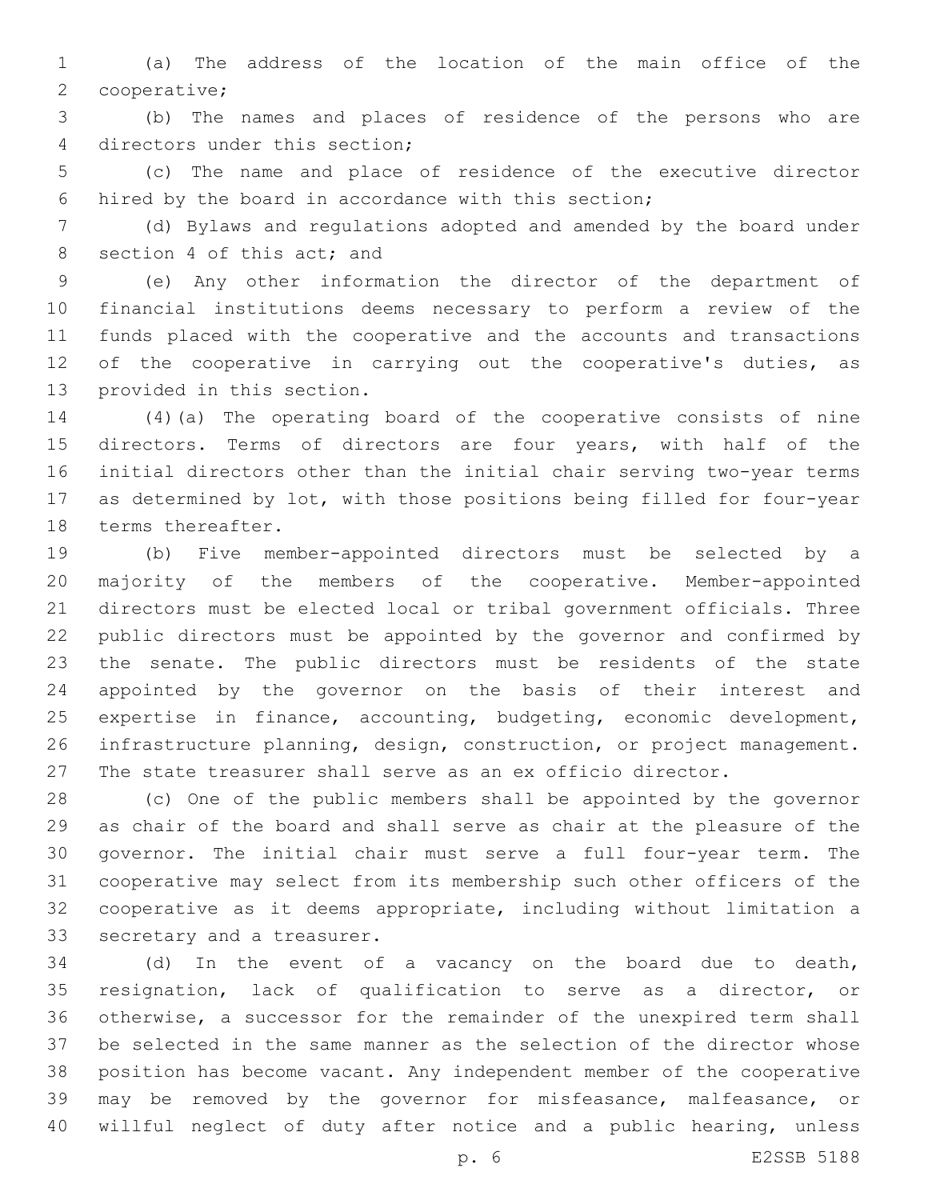(a) The address of the location of the main office of the cooperative;

(b) The names and places of residence of the persons who are directors under this section;

(c) The name and place of residence of the executive director hired by the board in accordance with this section;

(d) Bylaws and regulations adopted and amended by the board under section 4 of this act; and

(e) Any other information the director of the department of financial institutions deems necessary to perform a review of the funds placed with the cooperative and the accounts and transactions of the cooperative in carrying out the cooperative's duties, as provided in this section.

(4)(a) The operating board of the cooperative consists of nine directors. Terms of directors are four years, with half of the initial directors other than the initial chair serving two-year terms as determined by lot, with those positions being filled for four-year terms thereafter.

(b) Five member-appointed directors must be selected by a majority of the members of the cooperative. Member-appointed directors must be elected local or tribal government officials. Three public directors must be appointed by the governor and confirmed by the senate. The public directors must be residents of the state appointed by the governor on the basis of their interest and expertise in finance, accounting, budgeting, economic development, infrastructure planning, design, construction, or project management. The state treasurer shall serve as an ex officio director.

(c) One of the public members shall be appointed by the governor as chair of the board and shall serve as chair at the pleasure of the governor. The initial chair must serve a full four-year term. The cooperative may select from its membership such other officers of the cooperative as it deems appropriate, including without limitation a secretary and a treasurer.

(d) In the event of a vacancy on the board due to death, resignation, lack of qualification to serve as a director, or otherwise, a successor for the remainder of the unexpired term shall be selected in the same manner as the selection of the director whose position has become vacant. Any independent member of the cooperative may be removed by the governor for misfeasance, malfeasance, or willful neglect of duty after notice and a public hearing, unless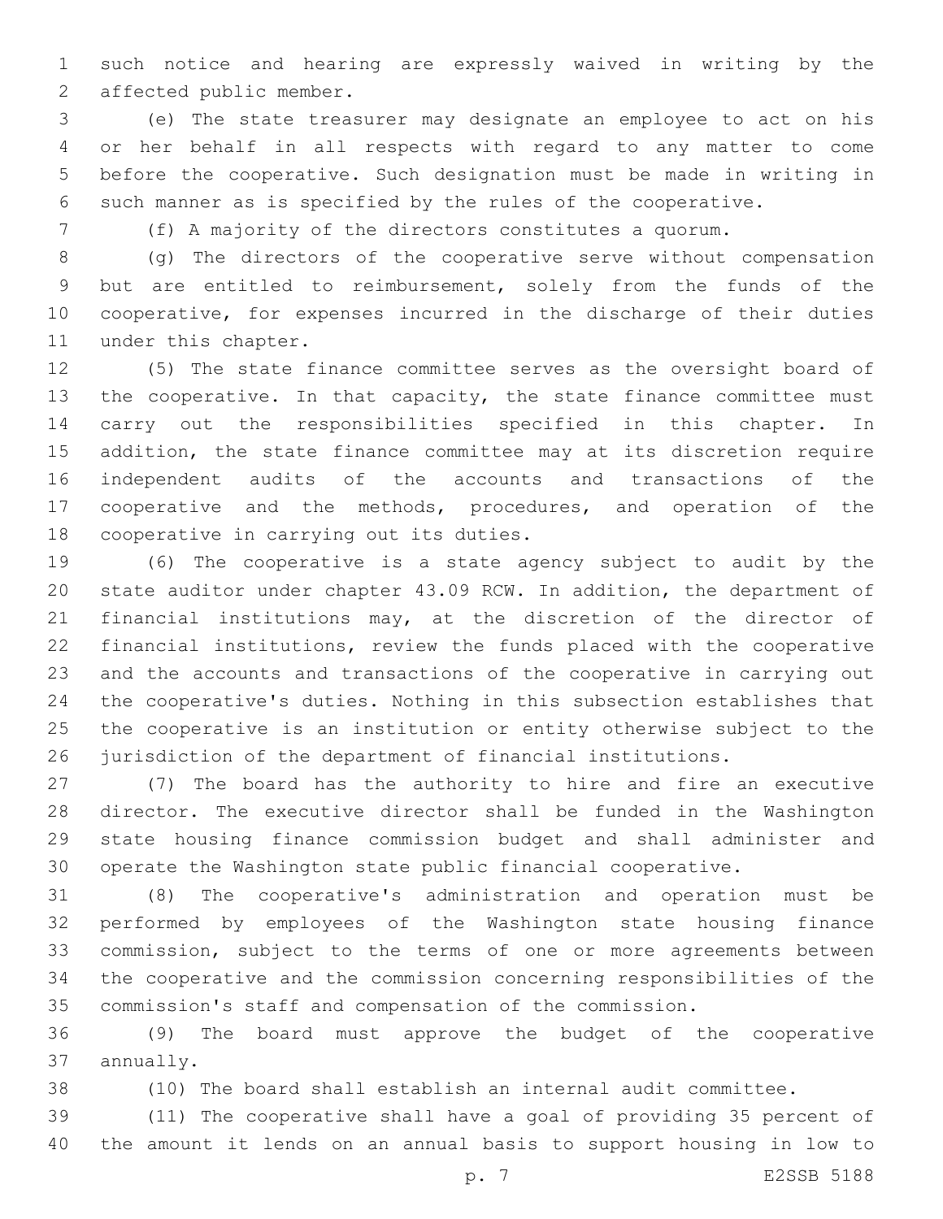such notice and hearing are expressly waived in writing by the affected public member.

(e) The state treasurer may designate an employee to act on his or her behalf in all respects with regard to any matter to come before the cooperative. Such designation must be made in writing in such manner as is specified by the rules of the cooperative.

(f) A majority of the directors constitutes a quorum.

(g) The directors of the cooperative serve without compensation but are entitled to reimbursement, solely from the funds of the cooperative, for expenses incurred in the discharge of their duties under this chapter.

(5) The state finance committee serves as the oversight board of the cooperative. In that capacity, the state finance committee must carry out the responsibilities specified in this chapter. In addition, the state finance committee may at its discretion require independent audits of the accounts and transactions of the cooperative and the methods, procedures, and operation of the cooperative in carrying out its duties.

(6) The cooperative is a state agency subject to audit by the state auditor under chapter 43.09 RCW. In addition, the department of financial institutions may, at the discretion of the director of financial institutions, review the funds placed with the cooperative and the accounts and transactions of the cooperative in carrying out the cooperative's duties. Nothing in this subsection establishes that the cooperative is an institution or entity otherwise subject to the jurisdiction of the department of financial institutions.

(7) The board has the authority to hire and fire an executive director. The executive director shall be funded in the Washington state housing finance commission budget and shall administer and operate the Washington state public financial cooperative.

(8) The cooperative's administration and operation must be performed by employees of the Washington state housing finance commission, subject to the terms of one or more agreements between the cooperative and the commission concerning responsibilities of the commission's staff and compensation of the commission.

(9) The board must approve the budget of the cooperative annually.

(10) The board shall establish an internal audit committee.

(11) The cooperative shall have a goal of providing 35 percent of the amount it lends on an annual basis to support housing in low to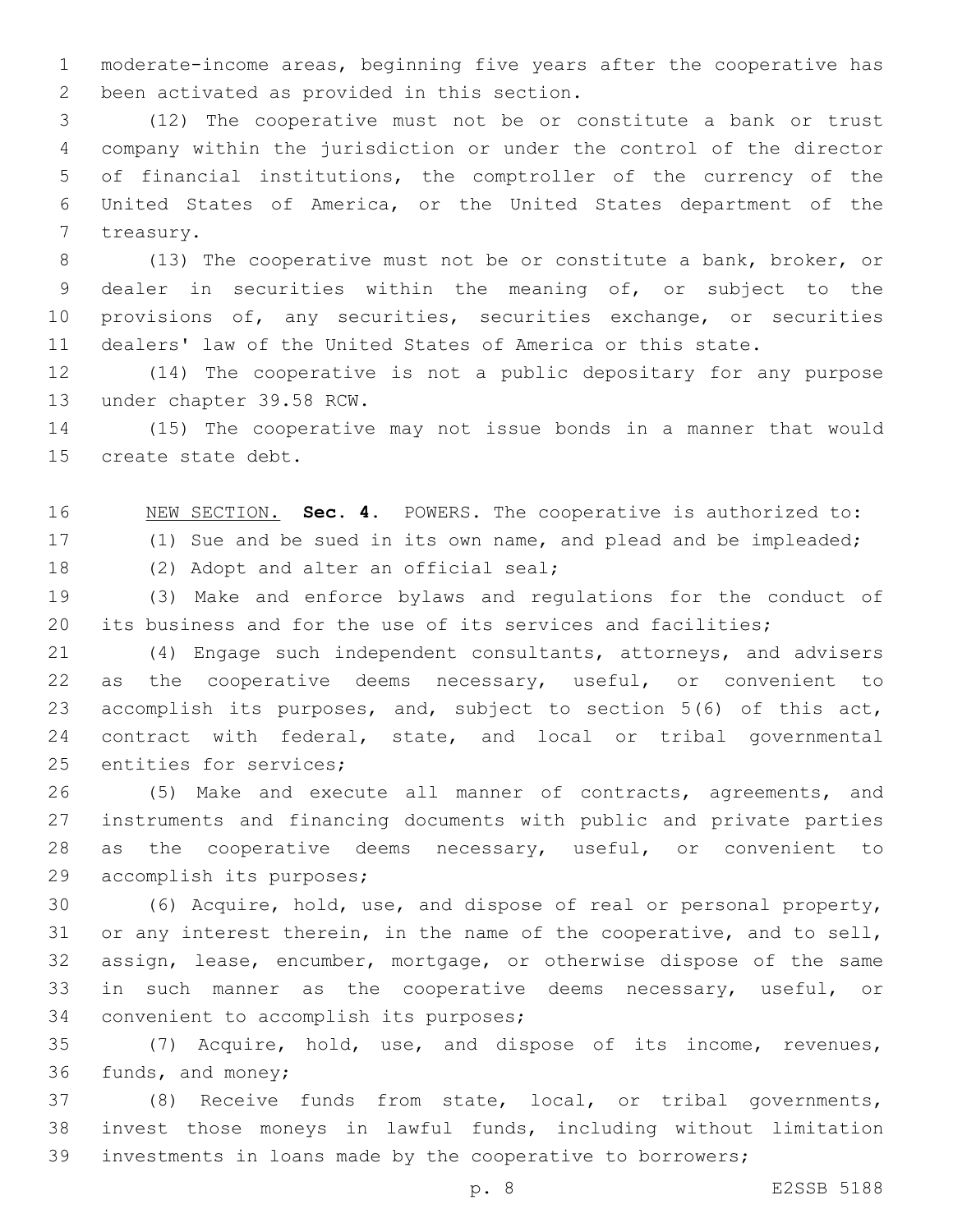moderate-income areas, beginning five years after the cooperative has been activated as provided in this section.

(12) The cooperative must not be or constitute a bank or trust company within the jurisdiction or under the control of the director of financial institutions, the comptroller of the currency of the United States of America, or the United States department of the treasury.

(13) The cooperative must not be or constitute a bank, broker, or dealer in securities within the meaning of, or subject to the provisions of, any securities, securities exchange, or securities dealers' law of the United States of America or this state.

(14) The cooperative is not a public depositary for any purpose under chapter 39.58 RCW.

(15) The cooperative may not issue bonds in a manner that would create state debt.

NEW SECTION. **Sec. 4.** POWERS. The cooperative is authorized to:

(1) Sue and be sued in its own name, and plead and be impleaded;

(2) Adopt and alter an official seal;

(3) Make and enforce bylaws and regulations for the conduct of its business and for the use of its services and facilities;

(4) Engage such independent consultants, attorneys, and advisers as the cooperative deems necessary, useful, or convenient to accomplish its purposes, and, subject to section 5(6) of this act, contract with federal, state, and local or tribal governmental entities for services;

(5) Make and execute all manner of contracts, agreements, and instruments and financing documents with public and private parties as the cooperative deems necessary, useful, or convenient to accomplish its purposes;

(6) Acquire, hold, use, and dispose of real or personal property, or any interest therein, in the name of the cooperative, and to sell, assign, lease, encumber, mortgage, or otherwise dispose of the same in such manner as the cooperative deems necessary, useful, or convenient to accomplish its purposes;

(7) Acquire, hold, use, and dispose of its income, revenues, funds, and money;

(8) Receive funds from state, local, or tribal governments, invest those moneys in lawful funds, including without limitation investments in loans made by the cooperative to borrowers;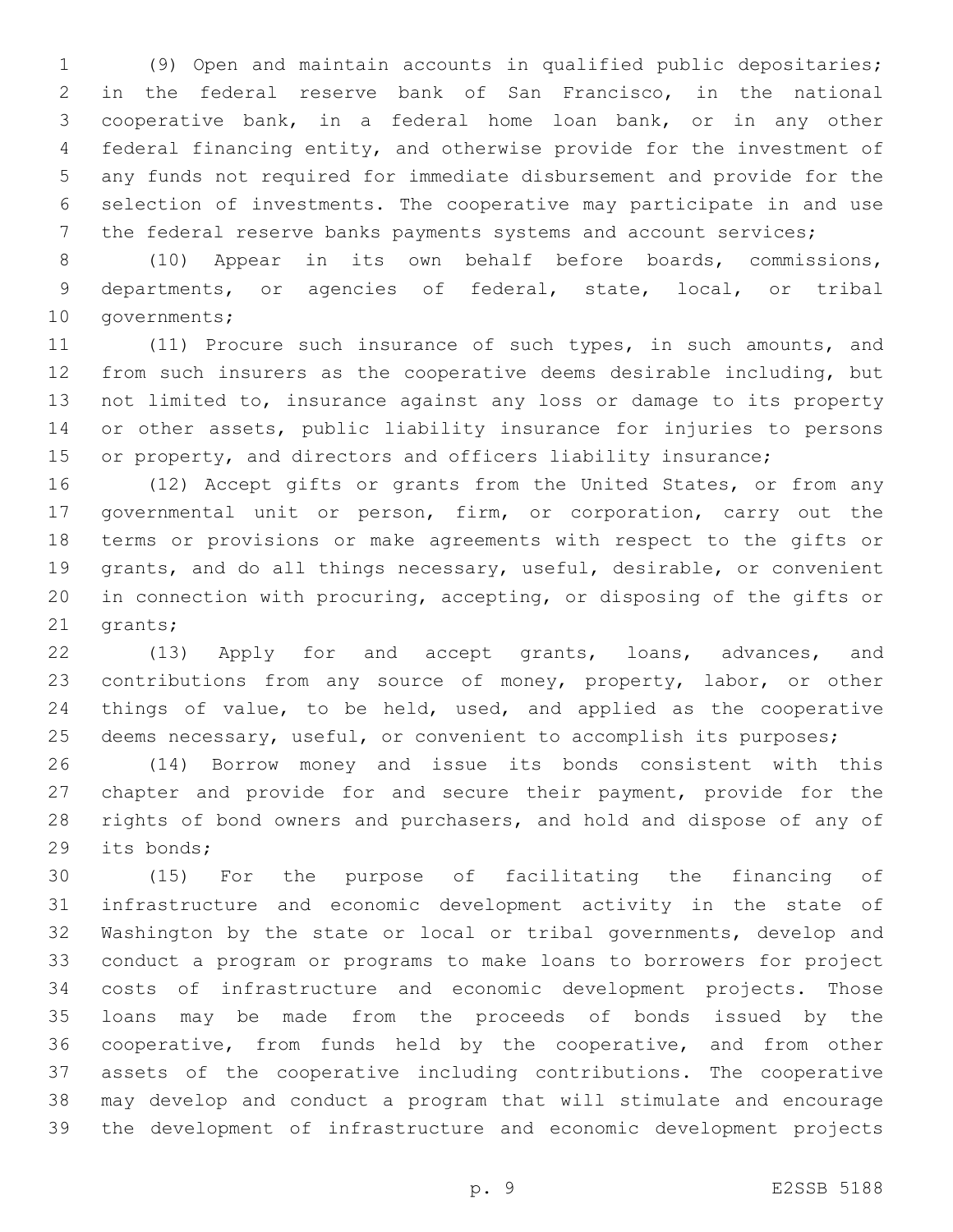(9) Open and maintain accounts in qualified public depositaries; in the federal reserve bank of San Francisco, in the national cooperative bank, in a federal home loan bank, or in any other federal financing entity, and otherwise provide for the investment of any funds not required for immediate disbursement and provide for the selection of investments. The cooperative may participate in and use the federal reserve banks payments systems and account services;

(10) Appear in its own behalf before boards, commissions, departments, or agencies of federal, state, local, or tribal governments;

(11) Procure such insurance of such types, in such amounts, and from such insurers as the cooperative deems desirable including, but not limited to, insurance against any loss or damage to its property or other assets, public liability insurance for injuries to persons or property, and directors and officers liability insurance;

(12) Accept gifts or grants from the United States, or from any governmental unit or person, firm, or corporation, carry out the terms or provisions or make agreements with respect to the gifts or grants, and do all things necessary, useful, desirable, or convenient in connection with procuring, accepting, or disposing of the gifts or grants;

(13) Apply for and accept grants, loans, advances, and contributions from any source of money, property, labor, or other things of value, to be held, used, and applied as the cooperative deems necessary, useful, or convenient to accomplish its purposes;

(14) Borrow money and issue its bonds consistent with this chapter and provide for and secure their payment, provide for the rights of bond owners and purchasers, and hold and dispose of any of its bonds;

(15) For the purpose of facilitating the financing of infrastructure and economic development activity in the state of Washington by the state or local or tribal governments, develop and conduct a program or programs to make loans to borrowers for project costs of infrastructure and economic development projects. Those loans may be made from the proceeds of bonds issued by the cooperative, from funds held by the cooperative, and from other assets of the cooperative including contributions. The cooperative may develop and conduct a program that will stimulate and encourage the development of infrastructure and economic development projects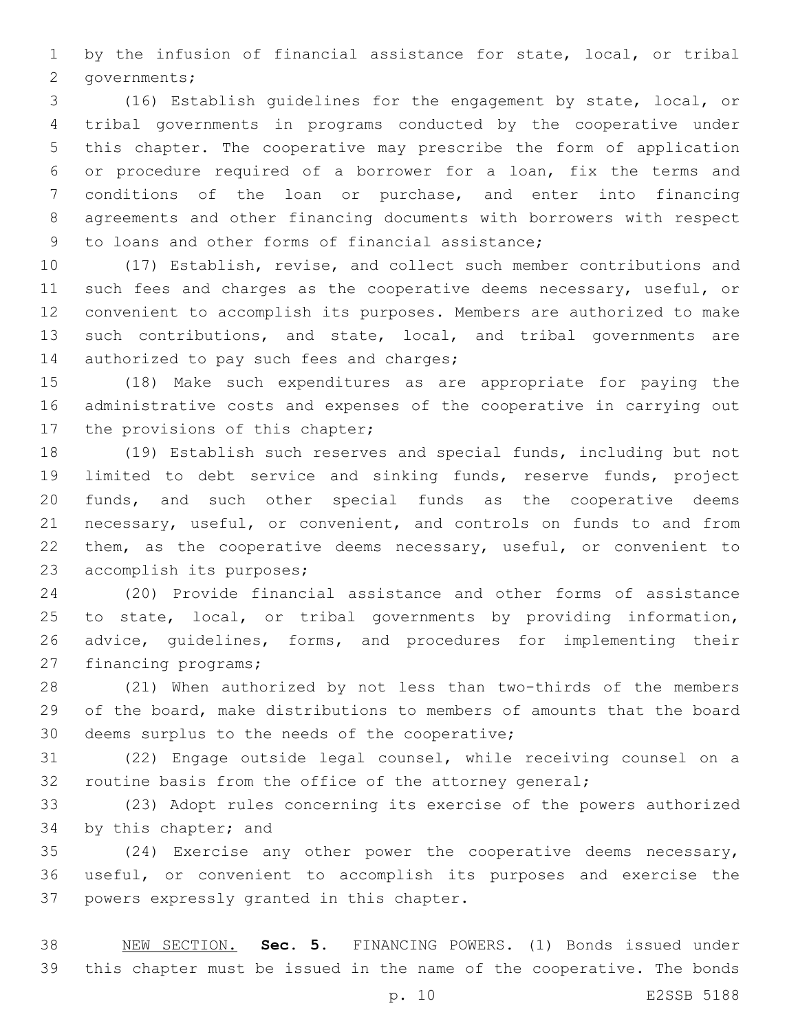by the infusion of financial assistance for state, local, or tribal governments;

(16) Establish guidelines for the engagement by state, local, or tribal governments in programs conducted by the cooperative under this chapter. The cooperative may prescribe the form of application or procedure required of a borrower for a loan, fix the terms and conditions of the loan or purchase, and enter into financing agreements and other financing documents with borrowers with respect to loans and other forms of financial assistance;

(17) Establish, revise, and collect such member contributions and such fees and charges as the cooperative deems necessary, useful, or convenient to accomplish its purposes. Members are authorized to make such contributions, and state, local, and tribal governments are authorized to pay such fees and charges;

(18) Make such expenditures as are appropriate for paying the administrative costs and expenses of the cooperative in carrying out the provisions of this chapter;

(19) Establish such reserves and special funds, including but not limited to debt service and sinking funds, reserve funds, project funds, and such other special funds as the cooperative deems necessary, useful, or convenient, and controls on funds to and from them, as the cooperative deems necessary, useful, or convenient to accomplish its purposes;

(20) Provide financial assistance and other forms of assistance to state, local, or tribal governments by providing information, advice, guidelines, forms, and procedures for implementing their financing programs;

(21) When authorized by not less than two-thirds of the members of the board, make distributions to members of amounts that the board deems surplus to the needs of the cooperative;

(22) Engage outside legal counsel, while receiving counsel on a routine basis from the office of the attorney general;

(23) Adopt rules concerning its exercise of the powers authorized by this chapter; and

(24) Exercise any other power the cooperative deems necessary, useful, or convenient to accomplish its purposes and exercise the powers expressly granted in this chapter.

NEW SECTION. **Sec. 5.** FINANCING POWERS. (1) Bonds issued under this chapter must be issued in the name of the cooperative. The bonds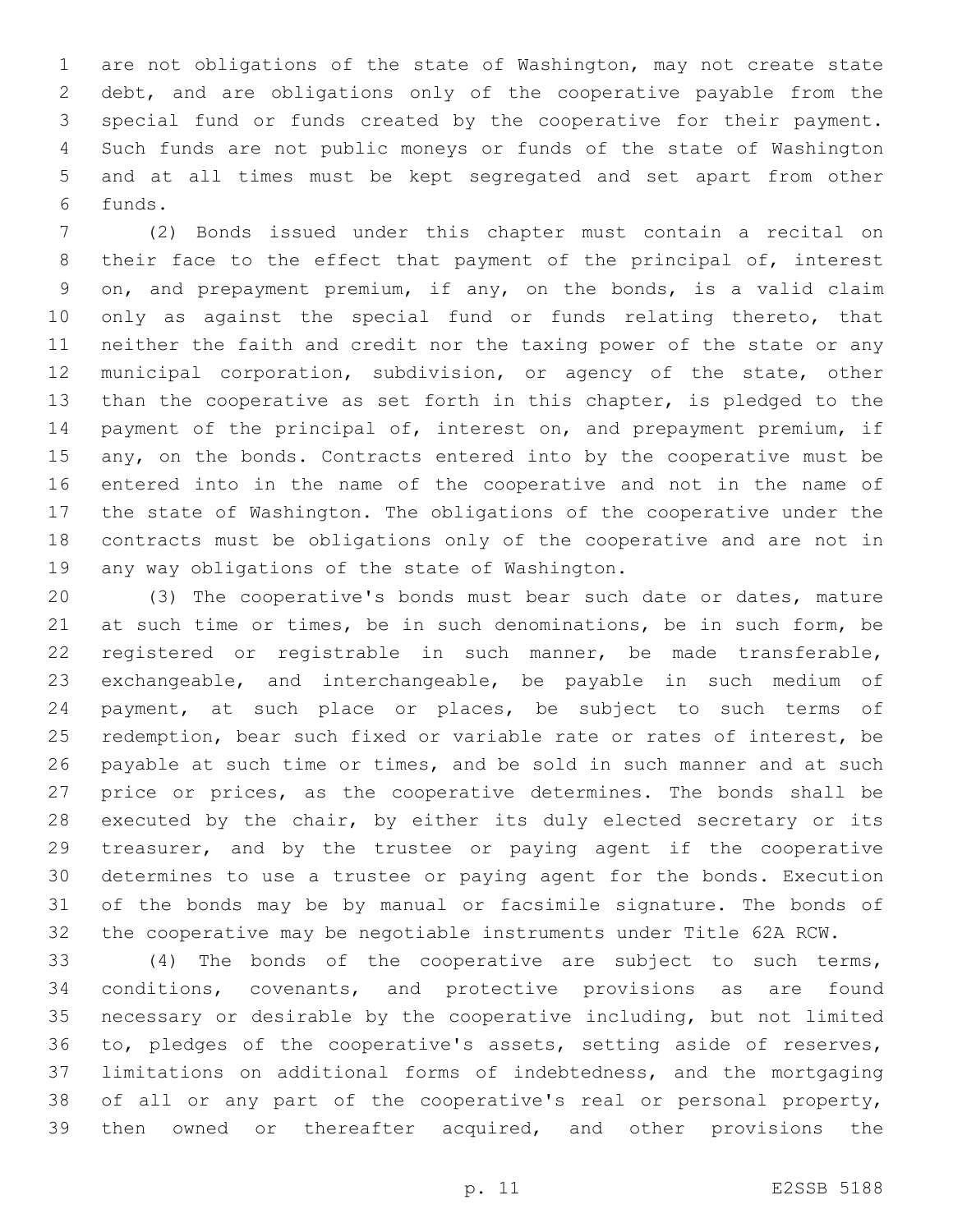are not obligations of the state of Washington, may not create state debt, and are obligations only of the cooperative payable from the special fund or funds created by the cooperative for their payment. Such funds are not public moneys or funds of the state of Washington and at all times must be kept segregated and set apart from other funds.

(2) Bonds issued under this chapter must contain a recital on their face to the effect that payment of the principal of, interest on, and prepayment premium, if any, on the bonds, is a valid claim only as against the special fund or funds relating thereto, that neither the faith and credit nor the taxing power of the state or any municipal corporation, subdivision, or agency of the state, other than the cooperative as set forth in this chapter, is pledged to the payment of the principal of, interest on, and prepayment premium, if any, on the bonds. Contracts entered into by the cooperative must be entered into in the name of the cooperative and not in the name of the state of Washington. The obligations of the cooperative under the contracts must be obligations only of the cooperative and are not in any way obligations of the state of Washington.

(3) The cooperative's bonds must bear such date or dates, mature at such time or times, be in such denominations, be in such form, be registered or registrable in such manner, be made transferable, exchangeable, and interchangeable, be payable in such medium of payment, at such place or places, be subject to such terms of redemption, bear such fixed or variable rate or rates of interest, be payable at such time or times, and be sold in such manner and at such price or prices, as the cooperative determines. The bonds shall be executed by the chair, by either its duly elected secretary or its treasurer, and by the trustee or paying agent if the cooperative determines to use a trustee or paying agent for the bonds. Execution of the bonds may be by manual or facsimile signature. The bonds of the cooperative may be negotiable instruments under Title 62A RCW.

(4) The bonds of the cooperative are subject to such terms, conditions, covenants, and protective provisions as are found necessary or desirable by the cooperative including, but not limited to, pledges of the cooperative's assets, setting aside of reserves, limitations on additional forms of indebtedness, and the mortgaging of all or any part of the cooperative's real or personal property, then owned or thereafter acquired, and other provisions the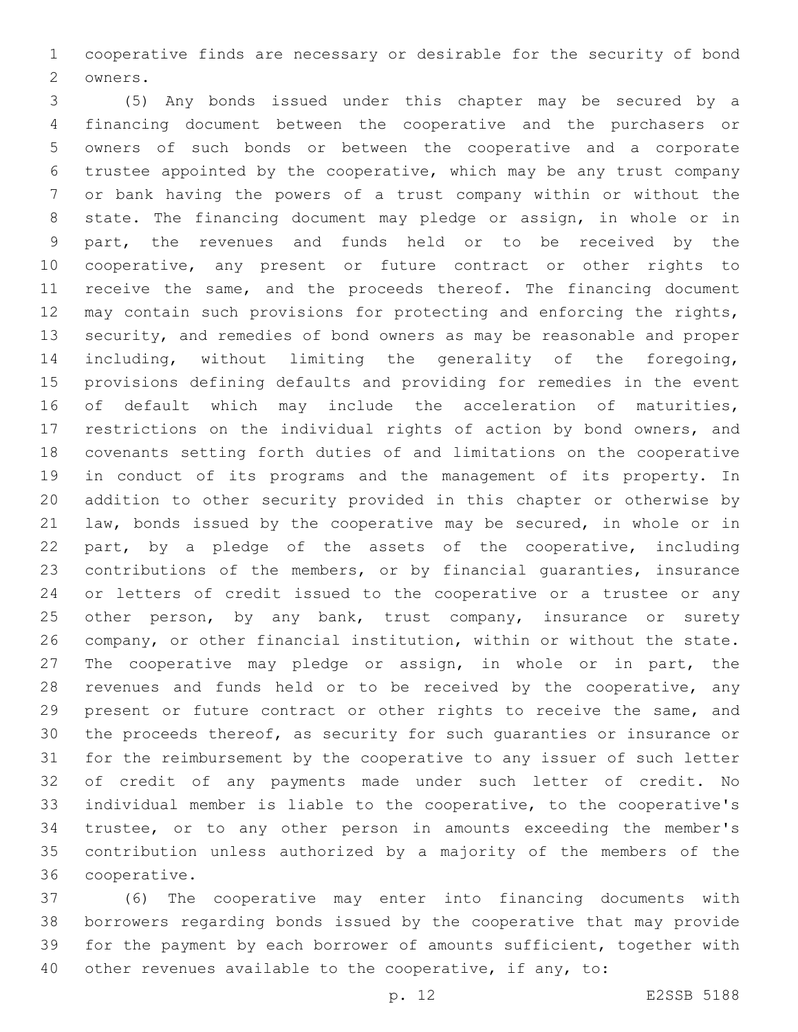cooperative finds are necessary or desirable for the security of bond owners.

(5) Any bonds issued under this chapter may be secured by a financing document between the cooperative and the purchasers or owners of such bonds or between the cooperative and a corporate trustee appointed by the cooperative, which may be any trust company or bank having the powers of a trust company within or without the state. The financing document may pledge or assign, in whole or in part, the revenues and funds held or to be received by the cooperative, any present or future contract or other rights to receive the same, and the proceeds thereof. The financing document may contain such provisions for protecting and enforcing the rights, security, and remedies of bond owners as may be reasonable and proper including, without limiting the generality of the foregoing, provisions defining defaults and providing for remedies in the event of default which may include the acceleration of maturities, restrictions on the individual rights of action by bond owners, and covenants setting forth duties of and limitations on the cooperative in conduct of its programs and the management of its property. In addition to other security provided in this chapter or otherwise by law, bonds issued by the cooperative may be secured, in whole or in part, by a pledge of the assets of the cooperative, including contributions of the members, or by financial guaranties, insurance or letters of credit issued to the cooperative or a trustee or any other person, by any bank, trust company, insurance or surety company, or other financial institution, within or without the state. The cooperative may pledge or assign, in whole or in part, the revenues and funds held or to be received by the cooperative, any present or future contract or other rights to receive the same, and the proceeds thereof, as security for such guaranties or insurance or for the reimbursement by the cooperative to any issuer of such letter of credit of any payments made under such letter of credit. No individual member is liable to the cooperative, to the cooperative's trustee, or to any other person in amounts exceeding the member's contribution unless authorized by a majority of the members of the cooperative.

(6) The cooperative may enter into financing documents with borrowers regarding bonds issued by the cooperative that may provide for the payment by each borrower of amounts sufficient, together with other revenues available to the cooperative, if any, to: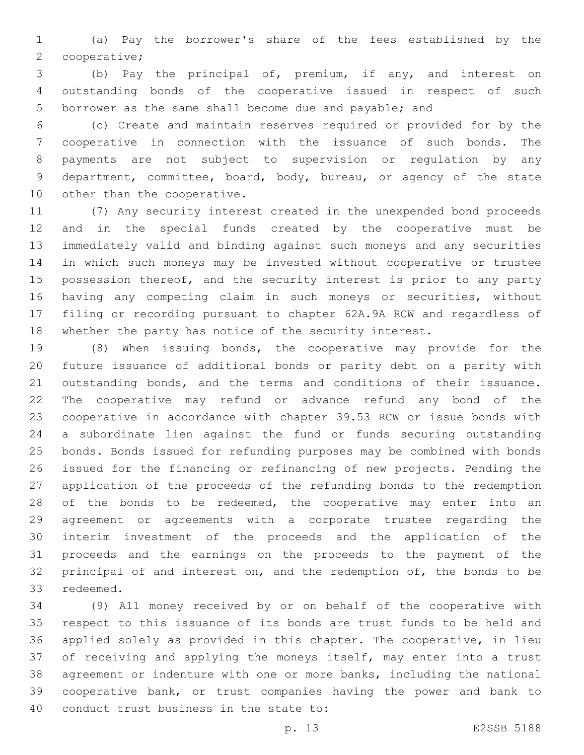(a) Pay the borrower's share of the fees established by the cooperative;

(b) Pay the principal of, premium, if any, and interest on outstanding bonds of the cooperative issued in respect of such borrower as the same shall become due and payable; and

(c) Create and maintain reserves required or provided for by the cooperative in connection with the issuance of such bonds. The payments are not subject to supervision or regulation by any department, committee, board, body, bureau, or agency of the state other than the cooperative.

(7) Any security interest created in the unexpended bond proceeds and in the special funds created by the cooperative must be immediately valid and binding against such moneys and any securities in which such moneys may be invested without cooperative or trustee possession thereof, and the security interest is prior to any party having any competing claim in such moneys or securities, without filing or recording pursuant to chapter 62A.9A RCW and regardless of whether the party has notice of the security interest.

(8) When issuing bonds, the cooperative may provide for the future issuance of additional bonds or parity debt on a parity with outstanding bonds, and the terms and conditions of their issuance. The cooperative may refund or advance refund any bond of the cooperative in accordance with chapter 39.53 RCW or issue bonds with a subordinate lien against the fund or funds securing outstanding bonds. Bonds issued for refunding purposes may be combined with bonds issued for the financing or refinancing of new projects. Pending the application of the proceeds of the refunding bonds to the redemption of the bonds to be redeemed, the cooperative may enter into an agreement or agreements with a corporate trustee regarding the interim investment of the proceeds and the application of the proceeds and the earnings on the proceeds to the payment of the principal of and interest on, and the redemption of, the bonds to be redeemed.

(9) All money received by or on behalf of the cooperative with respect to this issuance of its bonds are trust funds to be held and applied solely as provided in this chapter. The cooperative, in lieu of receiving and applying the moneys itself, may enter into a trust agreement or indenture with one or more banks, including the national cooperative bank, or trust companies having the power and bank to conduct trust business in the state to: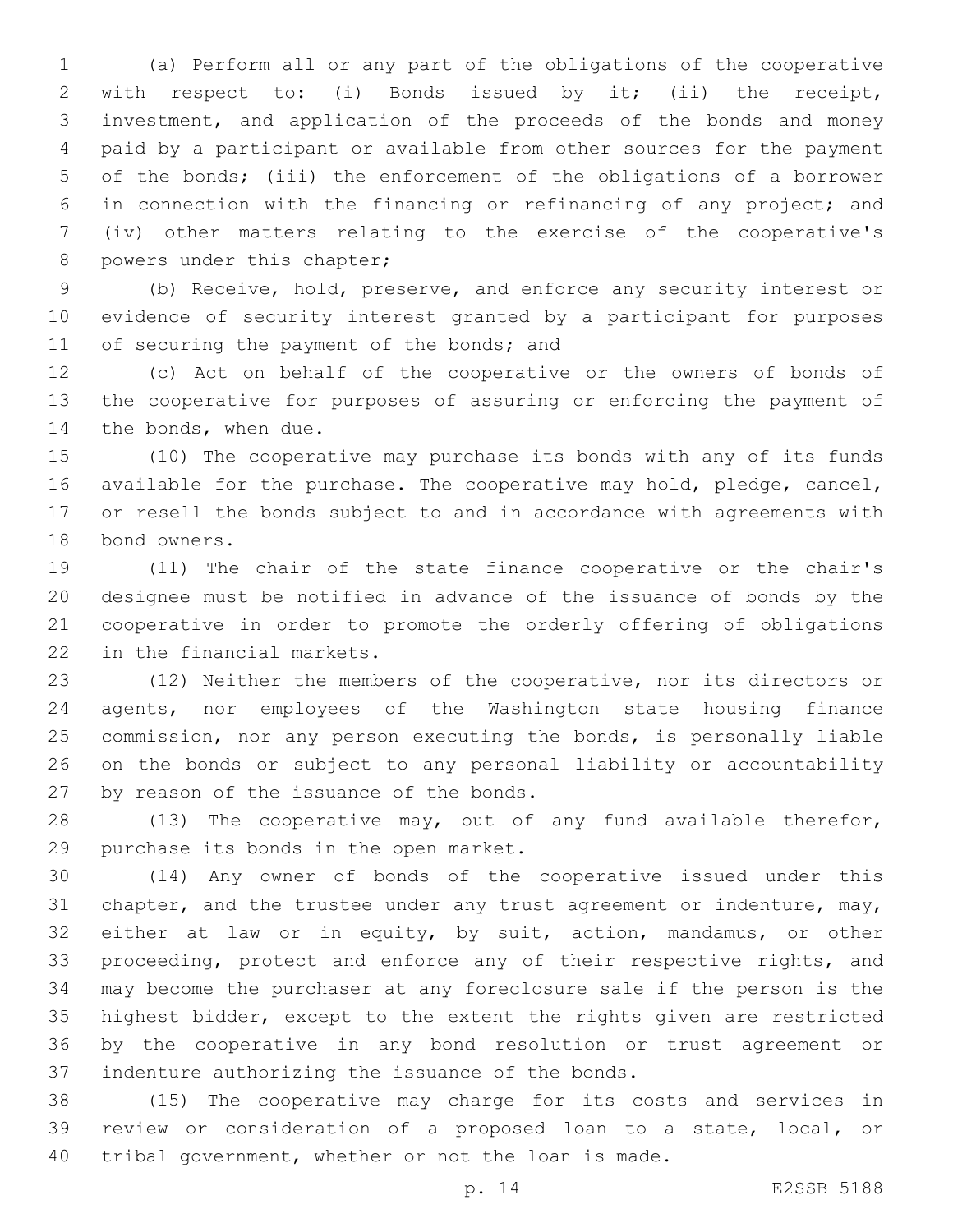(a) Perform all or any part of the obligations of the cooperative with respect to: (i) Bonds issued by it; (ii) the receipt, investment, and application of the proceeds of the bonds and money paid by a participant or available from other sources for the payment of the bonds; (iii) the enforcement of the obligations of a borrower in connection with the financing or refinancing of any project; and (iv) other matters relating to the exercise of the cooperative's powers under this chapter;

(b) Receive, hold, preserve, and enforce any security interest or evidence of security interest granted by a participant for purposes of securing the payment of the bonds; and

(c) Act on behalf of the cooperative or the owners of bonds of the cooperative for purposes of assuring or enforcing the payment of the bonds, when due.

(10) The cooperative may purchase its bonds with any of its funds available for the purchase. The cooperative may hold, pledge, cancel, or resell the bonds subject to and in accordance with agreements with bond owners.

(11) The chair of the state finance cooperative or the chair's designee must be notified in advance of the issuance of bonds by the cooperative in order to promote the orderly offering of obligations in the financial markets.

(12) Neither the members of the cooperative, nor its directors or agents, nor employees of the Washington state housing finance commission, nor any person executing the bonds, is personally liable on the bonds or subject to any personal liability or accountability by reason of the issuance of the bonds.

(13) The cooperative may, out of any fund available therefor, purchase its bonds in the open market.

(14) Any owner of bonds of the cooperative issued under this chapter, and the trustee under any trust agreement or indenture, may, either at law or in equity, by suit, action, mandamus, or other proceeding, protect and enforce any of their respective rights, and may become the purchaser at any foreclosure sale if the person is the highest bidder, except to the extent the rights given are restricted by the cooperative in any bond resolution or trust agreement or indenture authorizing the issuance of the bonds.

(15) The cooperative may charge for its costs and services in review or consideration of a proposed loan to a state, local, or tribal government, whether or not the loan is made.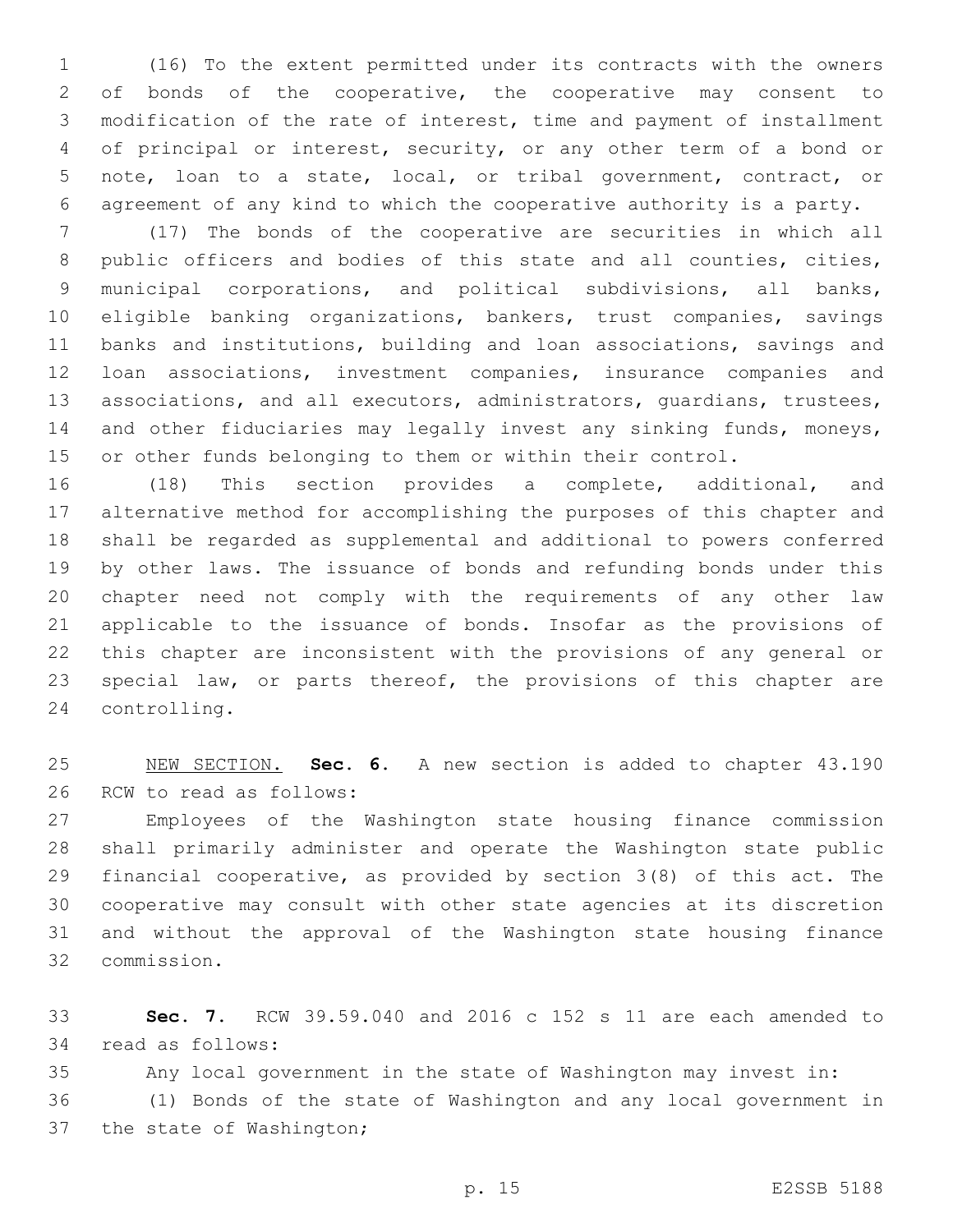(16) To the extent permitted under its contracts with the owners of bonds of the cooperative, the cooperative may consent to modification of the rate of interest, time and payment of installment of principal or interest, security, or any other term of a bond or note, loan to a state, local, or tribal government, contract, or agreement of any kind to which the cooperative authority is a party.

(17) The bonds of the cooperative are securities in which all public officers and bodies of this state and all counties, cities, municipal corporations, and political subdivisions, all banks, eligible banking organizations, bankers, trust companies, savings banks and institutions, building and loan associations, savings and loan associations, investment companies, insurance companies and associations, and all executors, administrators, guardians, trustees, and other fiduciaries may legally invest any sinking funds, moneys, or other funds belonging to them or within their control.

(18) This section provides a complete, additional, and alternative method for accomplishing the purposes of this chapter and shall be regarded as supplemental and additional to powers conferred by other laws. The issuance of bonds and refunding bonds under this chapter need not comply with the requirements of any other law applicable to the issuance of bonds. Insofar as the provisions of this chapter are inconsistent with the provisions of any general or special law, or parts thereof, the provisions of this chapter are controlling.

NEW SECTION. **Sec. 6.** A new section is added to chapter 43.190 RCW to read as follows:

Employees of the Washington state housing finance commission shall primarily administer and operate the Washington state public financial cooperative, as provided by section 3(8) of this act. The cooperative may consult with other state agencies at its discretion and without the approval of the Washington state housing finance commission.

**Sec. 7.** RCW 39.59.040 and 2016 c 152 s 11 are each amended to read as follows:

Any local government in the state of Washington may invest in:

(1) Bonds of the state of Washington and any local government in the state of Washington;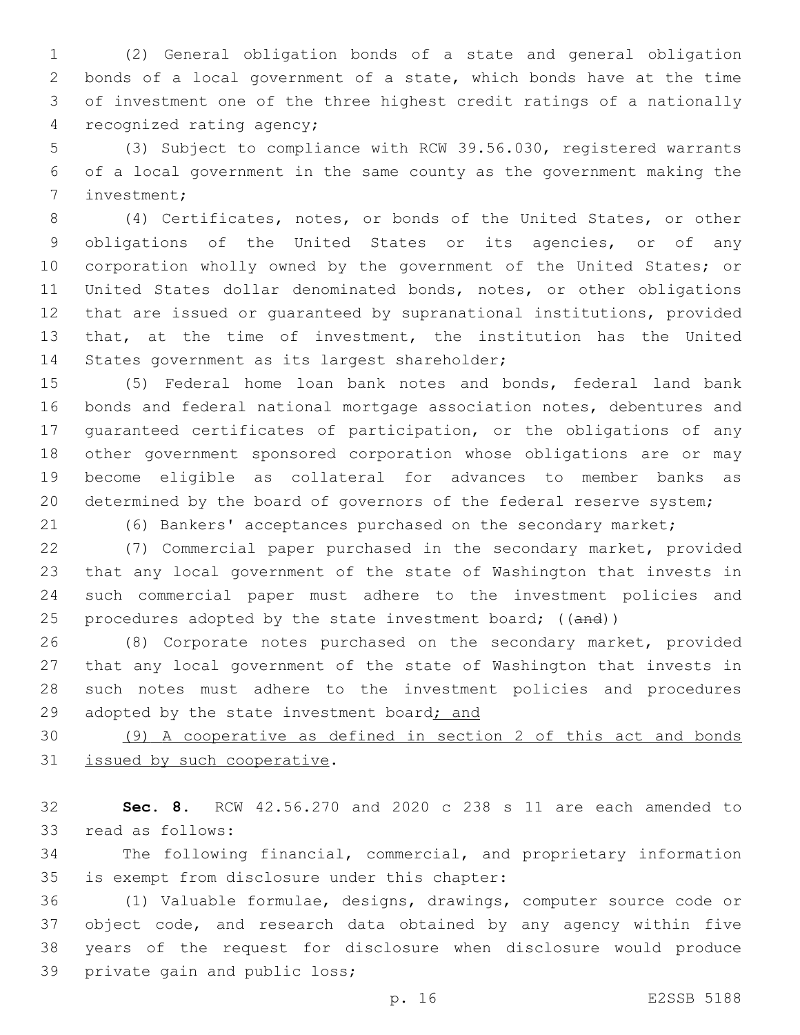(2) General obligation bonds of a state and general obligation bonds of a local government of a state, which bonds have at the time of investment one of the three highest credit ratings of a nationally recognized rating agency;

(3) Subject to compliance with RCW 39.56.030, registered warrants of a local government in the same county as the government making the investment;

(4) Certificates, notes, or bonds of the United States, or other obligations of the United States or its agencies, or of any corporation wholly owned by the government of the United States; or United States dollar denominated bonds, notes, or other obligations that are issued or guaranteed by supranational institutions, provided that, at the time of investment, the institution has the United States government as its largest shareholder;

(5) Federal home loan bank notes and bonds, federal land bank bonds and federal national mortgage association notes, debentures and guaranteed certificates of participation, or the obligations of any other government sponsored corporation whose obligations are or may become eligible as collateral for advances to member banks as determined by the board of governors of the federal reserve system;

(6) Bankers' acceptances purchased on the secondary market;

(7) Commercial paper purchased in the secondary market, provided that any local government of the state of Washington that invests in such commercial paper must adhere to the investment policies and procedures adopted by the state investment board; ((~~and~~))

(8) Corporate notes purchased on the secondary market, provided that any local government of the state of Washington that invests in such notes must adhere to the investment policies and procedures adopted by the state investment board<u>; and</u>

<u>(9) A cooperative as defined in section 2 of this act and bonds issued by such cooperative</u>.

**Sec. 8.** RCW 42.56.270 and 2020 c 238 s 11 are each amended to read as follows:

The following financial, commercial, and proprietary information is exempt from disclosure under this chapter:

(1) Valuable formulae, designs, drawings, computer source code or object code, and research data obtained by any agency within five years of the request for disclosure when disclosure would produce private gain and public loss;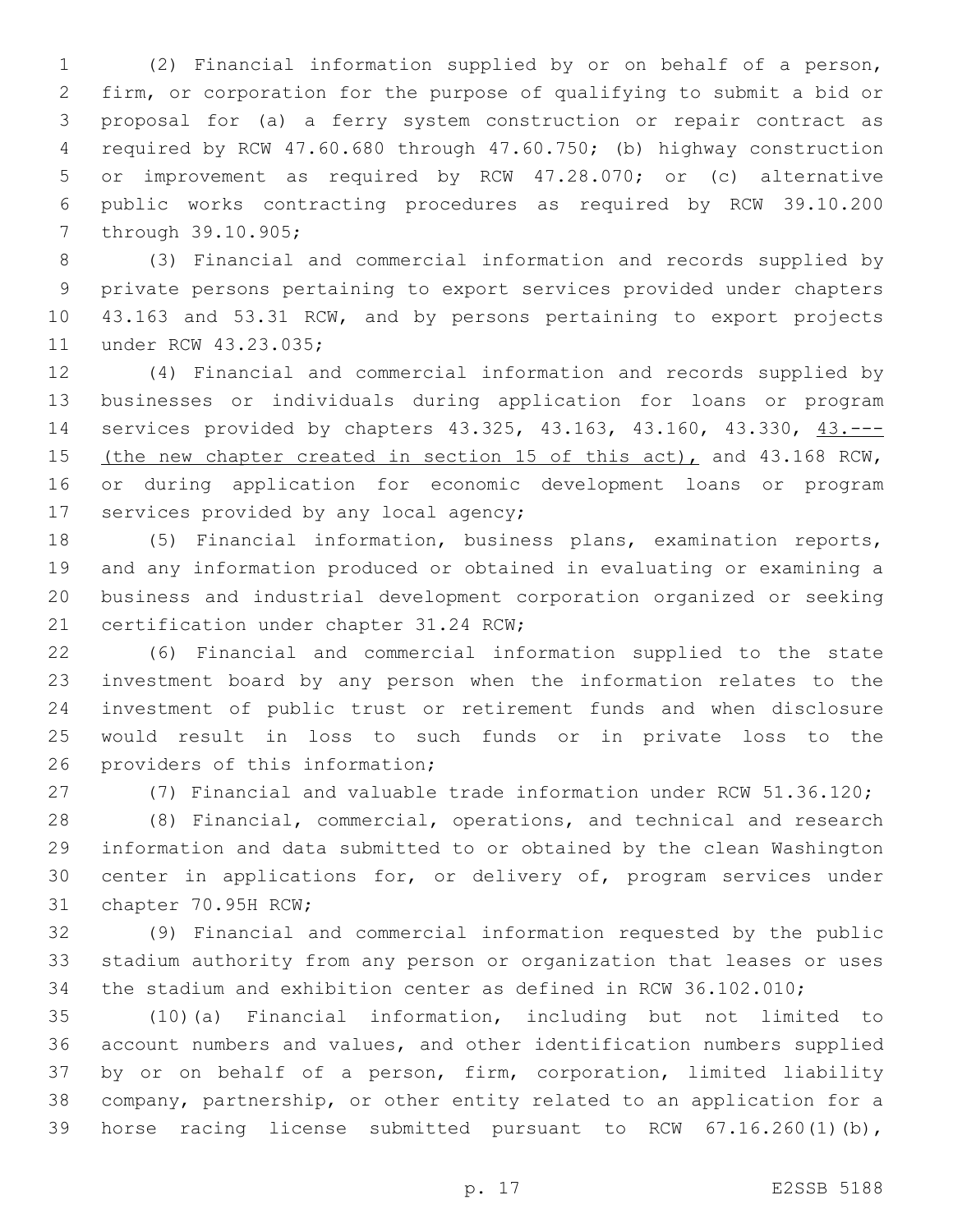(2) Financial information supplied by or on behalf of a person, firm, or corporation for the purpose of qualifying to submit a bid or proposal for (a) a ferry system construction or repair contract as required by RCW 47.60.680 through 47.60.750; (b) highway construction or improvement as required by RCW 47.28.070; or (c) alternative public works contracting procedures as required by RCW 39.10.200 through 39.10.905;

(3) Financial and commercial information and records supplied by private persons pertaining to export services provided under chapters 43.163 and 53.31 RCW, and by persons pertaining to export projects under RCW 43.23.035;

(4) Financial and commercial information and records supplied by businesses or individuals during application for loans or program services provided by chapters 43.325, 43.163, 43.160, 43.330, <u>43.--- (the new chapter created in section 15 of this act),</u> and 43.168 RCW, or during application for economic development loans or program services provided by any local agency;

(5) Financial information, business plans, examination reports, and any information produced or obtained in evaluating or examining a business and industrial development corporation organized or seeking certification under chapter 31.24 RCW;

(6) Financial and commercial information supplied to the state investment board by any person when the information relates to the investment of public trust or retirement funds and when disclosure would result in loss to such funds or in private loss to the providers of this information;

(7) Financial and valuable trade information under RCW 51.36.120;

(8) Financial, commercial, operations, and technical and research information and data submitted to or obtained by the clean Washington center in applications for, or delivery of, program services under chapter 70.95H RCW;

(9) Financial and commercial information requested by the public stadium authority from any person or organization that leases or uses the stadium and exhibition center as defined in RCW 36.102.010;

(10)(a) Financial information, including but not limited to account numbers and values, and other identification numbers supplied by or on behalf of a person, firm, corporation, limited liability company, partnership, or other entity related to an application for a horse racing license submitted pursuant to RCW 67.16.260(1)(b),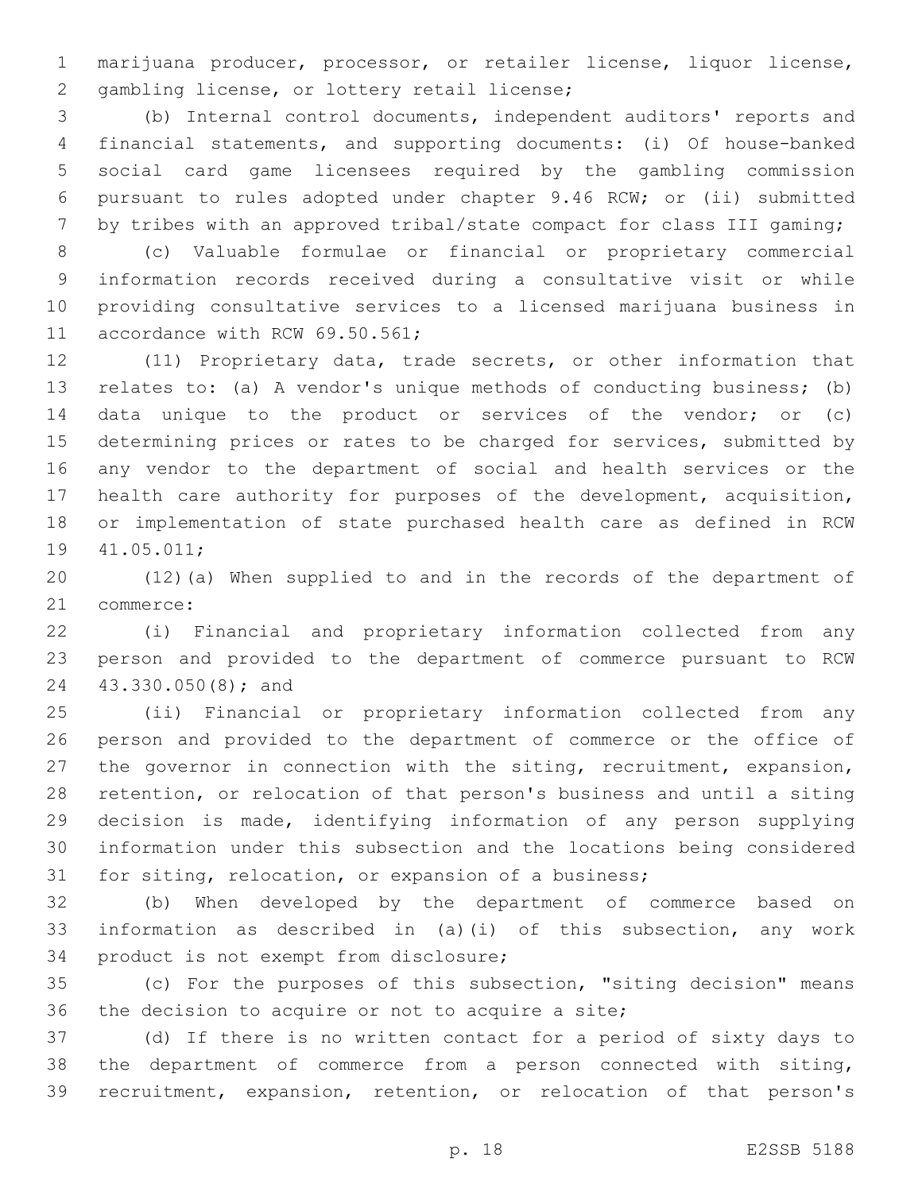marijuana producer, processor, or retailer license, liquor license, gambling license, or lottery retail license;

(b) Internal control documents, independent auditors' reports and financial statements, and supporting documents: (i) Of house-banked social card game licensees required by the gambling commission pursuant to rules adopted under chapter 9.46 RCW; or (ii) submitted by tribes with an approved tribal/state compact for class III gaming;

(c) Valuable formulae or financial or proprietary commercial information records received during a consultative visit or while providing consultative services to a licensed marijuana business in accordance with RCW 69.50.561;

(11) Proprietary data, trade secrets, or other information that relates to: (a) A vendor's unique methods of conducting business; (b) data unique to the product or services of the vendor; or (c) determining prices or rates to be charged for services, submitted by any vendor to the department of social and health services or the health care authority for purposes of the development, acquisition, or implementation of state purchased health care as defined in RCW 41.05.011;

(12)(a) When supplied to and in the records of the department of commerce:

(i) Financial and proprietary information collected from any person and provided to the department of commerce pursuant to RCW 43.330.050(8); and

(ii) Financial or proprietary information collected from any person and provided to the department of commerce or the office of the governor in connection with the siting, recruitment, expansion, retention, or relocation of that person's business and until a siting decision is made, identifying information of any person supplying information under this subsection and the locations being considered for siting, relocation, or expansion of a business;

(b) When developed by the department of commerce based on information as described in (a)(i) of this subsection, any work product is not exempt from disclosure;

(c) For the purposes of this subsection, "siting decision" means the decision to acquire or not to acquire a site;

(d) If there is no written contact for a period of sixty days to the department of commerce from a person connected with siting, recruitment, expansion, retention, or relocation of that person's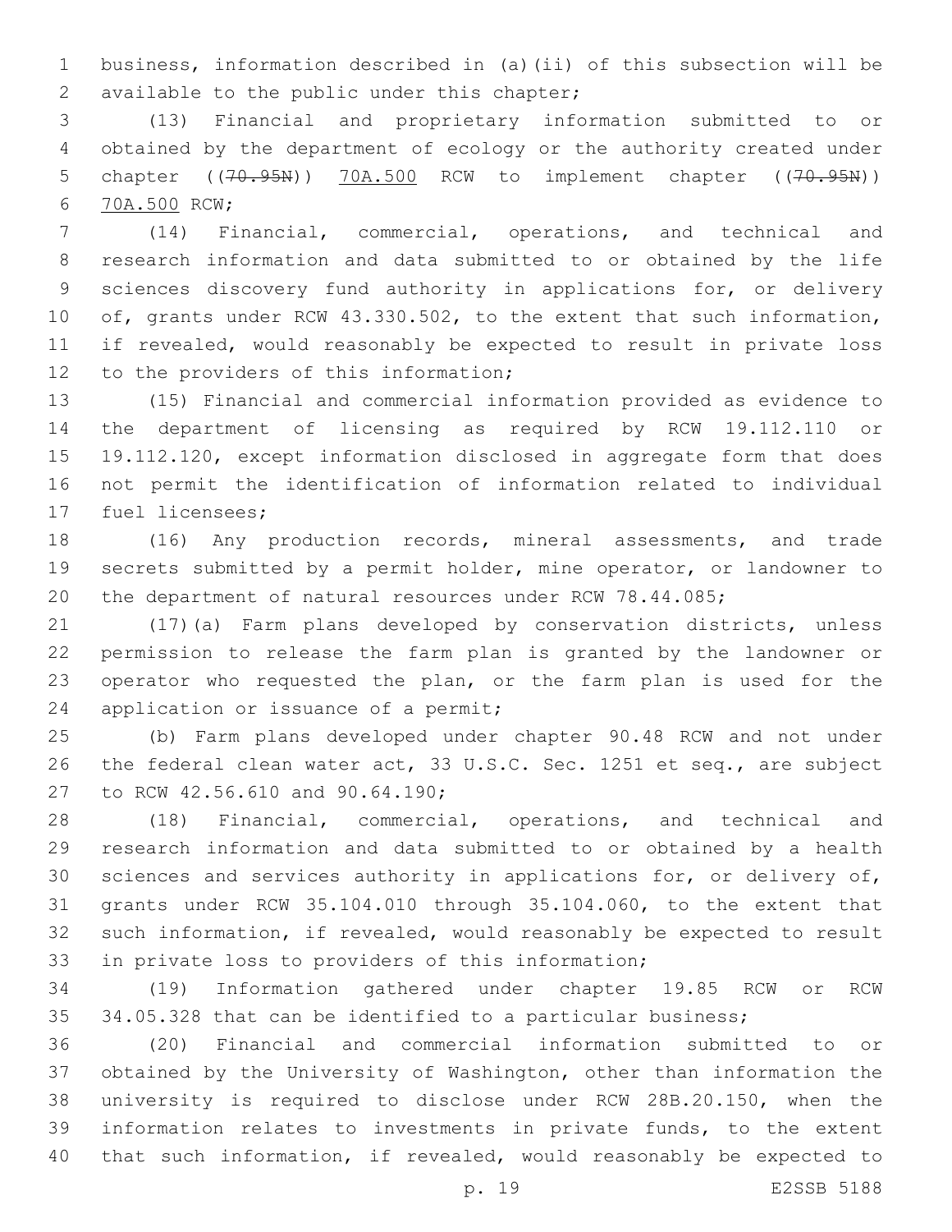business, information described in (a)(ii) of this subsection will be available to the public under this chapter;

(13) Financial and proprietary information submitted to or obtained by the department of ecology or the authority created under chapter ((~~70.95N~~)) 70A.500 RCW to implement chapter ((~~70.95N~~)) 70A.500 RCW;

(14) Financial, commercial, operations, and technical and research information and data submitted to or obtained by the life sciences discovery fund authority in applications for, or delivery of, grants under RCW 43.330.502, to the extent that such information, if revealed, would reasonably be expected to result in private loss to the providers of this information;

(15) Financial and commercial information provided as evidence to the department of licensing as required by RCW 19.112.110 or 19.112.120, except information disclosed in aggregate form that does not permit the identification of information related to individual fuel licensees;

(16) Any production records, mineral assessments, and trade secrets submitted by a permit holder, mine operator, or landowner to the department of natural resources under RCW 78.44.085;

(17)(a) Farm plans developed by conservation districts, unless permission to release the farm plan is granted by the landowner or operator who requested the plan, or the farm plan is used for the application or issuance of a permit;

(b) Farm plans developed under chapter 90.48 RCW and not under the federal clean water act, 33 U.S.C. Sec. 1251 et seq., are subject to RCW 42.56.610 and 90.64.190;

(18) Financial, commercial, operations, and technical and research information and data submitted to or obtained by a health sciences and services authority in applications for, or delivery of, grants under RCW 35.104.010 through 35.104.060, to the extent that such information, if revealed, would reasonably be expected to result in private loss to providers of this information;

(19) Information gathered under chapter 19.85 RCW or RCW 34.05.328 that can be identified to a particular business;

(20) Financial and commercial information submitted to or obtained by the University of Washington, other than information the university is required to disclose under RCW 28B.20.150, when the information relates to investments in private funds, to the extent that such information, if revealed, would reasonably be expected to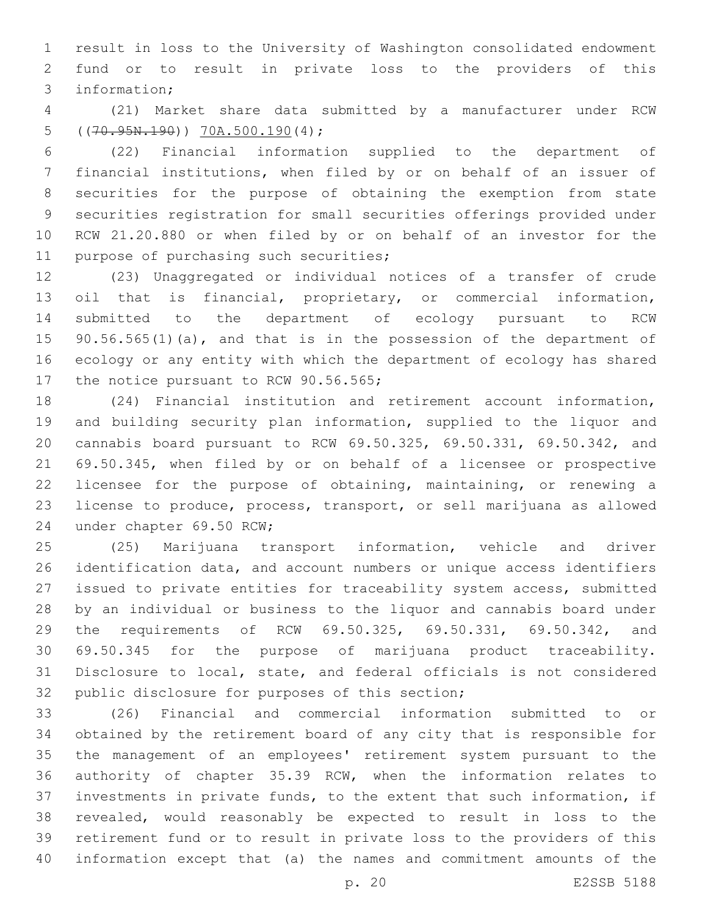result in loss to the University of Washington consolidated endowment fund or to result in private loss to the providers of this information;

(21) Market share data submitted by a manufacturer under RCW ((~~70.95N.190~~)) <u>70A.500.190</u>(4);

(22) Financial information supplied to the department of financial institutions, when filed by or on behalf of an issuer of securities for the purpose of obtaining the exemption from state securities registration for small securities offerings provided under RCW 21.20.880 or when filed by or on behalf of an investor for the purpose of purchasing such securities;

(23) Unaggregated or individual notices of a transfer of crude oil that is financial, proprietary, or commercial information, submitted to the department of ecology pursuant to RCW 90.56.565(1)(a), and that is in the possession of the department of ecology or any entity with which the department of ecology has shared the notice pursuant to RCW 90.56.565;

(24) Financial institution and retirement account information, and building security plan information, supplied to the liquor and cannabis board pursuant to RCW 69.50.325, 69.50.331, 69.50.342, and 69.50.345, when filed by or on behalf of a licensee or prospective licensee for the purpose of obtaining, maintaining, or renewing a license to produce, process, transport, or sell marijuana as allowed under chapter 69.50 RCW;

(25) Marijuana transport information, vehicle and driver identification data, and account numbers or unique access identifiers issued to private entities for traceability system access, submitted by an individual or business to the liquor and cannabis board under the requirements of RCW 69.50.325, 69.50.331, 69.50.342, and 69.50.345 for the purpose of marijuana product traceability. Disclosure to local, state, and federal officials is not considered public disclosure for purposes of this section;

(26) Financial and commercial information submitted to or obtained by the retirement board of any city that is responsible for the management of an employees' retirement system pursuant to the authority of chapter 35.39 RCW, when the information relates to investments in private funds, to the extent that such information, if revealed, would reasonably be expected to result in loss to the retirement fund or to result in private loss to the providers of this information except that (a) the names and commitment amounts of the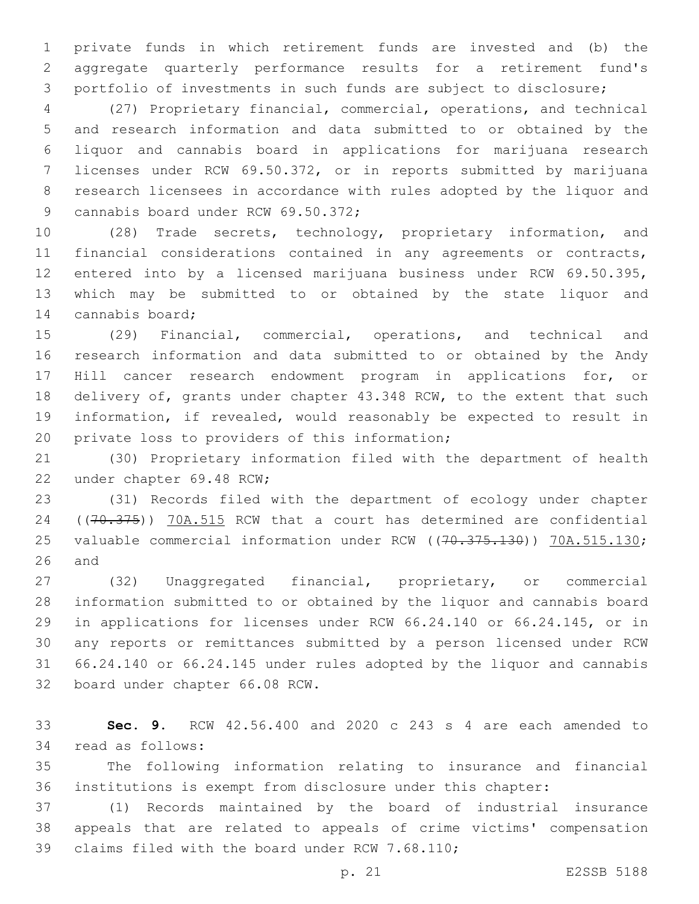private funds in which retirement funds are invested and (b) the aggregate quarterly performance results for a retirement fund's portfolio of investments in such funds are subject to disclosure;

(27) Proprietary financial, commercial, operations, and technical and research information and data submitted to or obtained by the liquor and cannabis board in applications for marijuana research licenses under RCW 69.50.372, or in reports submitted by marijuana research licensees in accordance with rules adopted by the liquor and cannabis board under RCW 69.50.372;

(28) Trade secrets, technology, proprietary information, and financial considerations contained in any agreements or contracts, entered into by a licensed marijuana business under RCW 69.50.395, which may be submitted to or obtained by the state liquor and cannabis board;

(29) Financial, commercial, operations, and technical and research information and data submitted to or obtained by the Andy Hill cancer research endowment program in applications for, or delivery of, grants under chapter 43.348 RCW, to the extent that such information, if revealed, would reasonably be expected to result in private loss to providers of this information;

(30) Proprietary information filed with the department of health under chapter 69.48 RCW;

(31) Records filed with the department of ecology under chapter ((~~70.375~~)) <u>70A.515</u> RCW that a court has determined are confidential valuable commercial information under RCW ((~~70.375.130~~)) <u>70A.515.130</u>; and

(32) Unaggregated financial, proprietary, or commercial information submitted to or obtained by the liquor and cannabis board in applications for licenses under RCW 66.24.140 or 66.24.145, or in any reports or remittances submitted by a person licensed under RCW 66.24.140 or 66.24.145 under rules adopted by the liquor and cannabis board under chapter 66.08 RCW.

**Sec. 9.** RCW 42.56.400 and 2020 c 243 s 4 are each amended to read as follows:

The following information relating to insurance and financial institutions is exempt from disclosure under this chapter:

(1) Records maintained by the board of industrial insurance appeals that are related to appeals of crime victims' compensation claims filed with the board under RCW 7.68.110;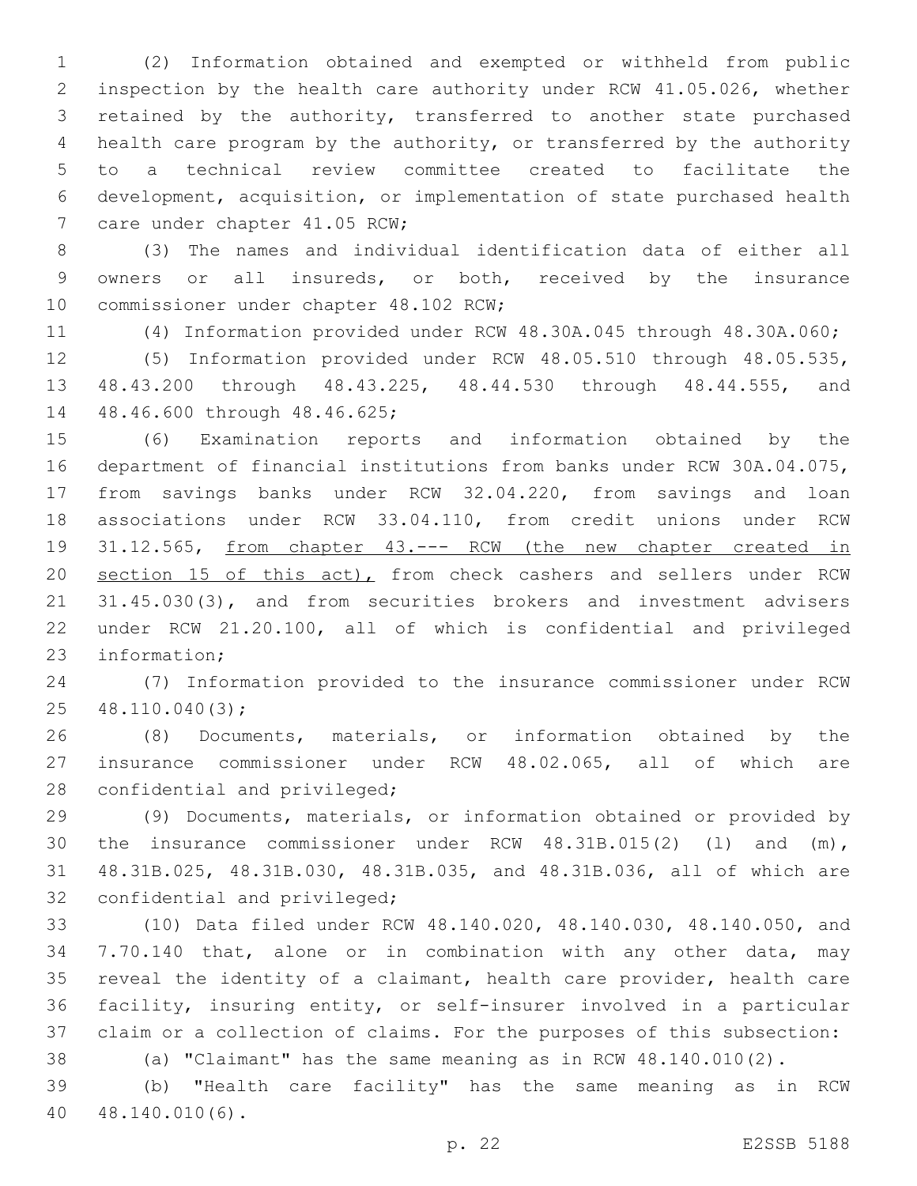(2) Information obtained and exempted or withheld from public inspection by the health care authority under RCW 41.05.026, whether retained by the authority, transferred to another state purchased health care program by the authority, or transferred by the authority to a technical review committee created to facilitate the development, acquisition, or implementation of state purchased health care under chapter 41.05 RCW;

(3) The names and individual identification data of either all owners or all insureds, or both, received by the insurance commissioner under chapter 48.102 RCW;

(4) Information provided under RCW 48.30A.045 through 48.30A.060;

(5) Information provided under RCW 48.05.510 through 48.05.535, 48.43.200 through 48.43.225, 48.44.530 through 48.44.555, and 48.46.600 through 48.46.625;

(6) Examination reports and information obtained by the department of financial institutions from banks under RCW 30A.04.075, from savings banks under RCW 32.04.220, from savings and loan associations under RCW 33.04.110, from credit unions under RCW 31.12.565, <u>from chapter 43.--- RCW (the new chapter created in section 15 of this act),</u> from check cashers and sellers under RCW 31.45.030(3), and from securities brokers and investment advisers under RCW 21.20.100, all of which is confidential and privileged information;

(7) Information provided to the insurance commissioner under RCW 48.110.040(3);

(8) Documents, materials, or information obtained by the insurance commissioner under RCW 48.02.065, all of which are confidential and privileged;

(9) Documents, materials, or information obtained or provided by the insurance commissioner under RCW 48.31B.015(2) (l) and (m), 48.31B.025, 48.31B.030, 48.31B.035, and 48.31B.036, all of which are confidential and privileged;

(10) Data filed under RCW 48.140.020, 48.140.030, 48.140.050, and 7.70.140 that, alone or in combination with any other data, may reveal the identity of a claimant, health care provider, health care facility, insuring entity, or self-insurer involved in a particular claim or a collection of claims. For the purposes of this subsection:

(a) "Claimant" has the same meaning as in RCW 48.140.010(2).

(b) "Health care facility" has the same meaning as in RCW 48.140.010(6).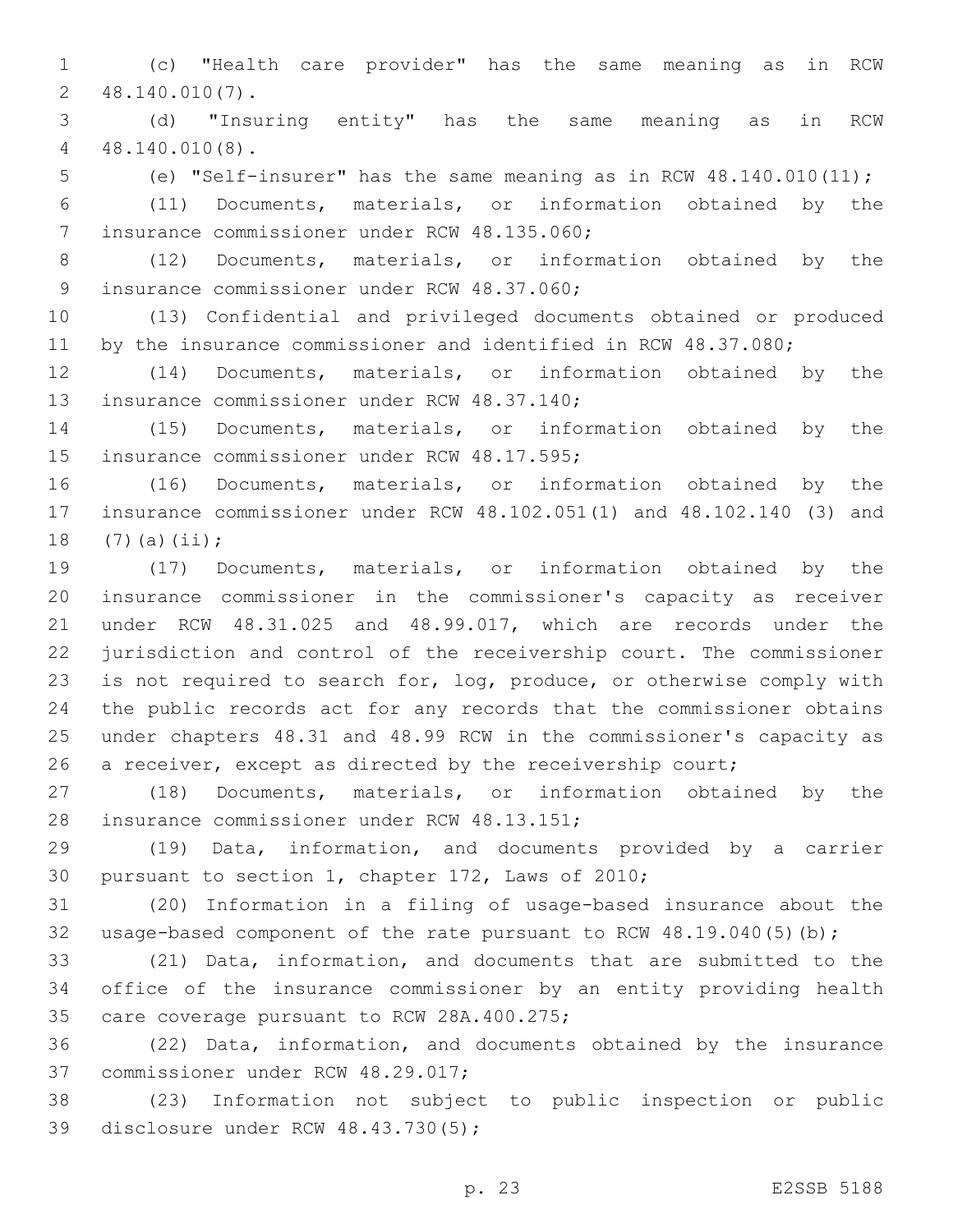(c) "Health care provider" has the same meaning as in RCW 48.140.010(7).

(d) "Insuring entity" has the same meaning as in RCW 48.140.010(8).

(e) "Self-insurer" has the same meaning as in RCW 48.140.010(11);

(11) Documents, materials, or information obtained by the insurance commissioner under RCW 48.135.060;

(12) Documents, materials, or information obtained by the insurance commissioner under RCW 48.37.060;

(13) Confidential and privileged documents obtained or produced by the insurance commissioner and identified in RCW 48.37.080;

(14) Documents, materials, or information obtained by the insurance commissioner under RCW 48.37.140;

(15) Documents, materials, or information obtained by the insurance commissioner under RCW 48.17.595;

(16) Documents, materials, or information obtained by the insurance commissioner under RCW 48.102.051(1) and 48.102.140 (3) and (7)(a)(ii);

(17) Documents, materials, or information obtained by the insurance commissioner in the commissioner's capacity as receiver under RCW 48.31.025 and 48.99.017, which are records under the jurisdiction and control of the receivership court. The commissioner is not required to search for, log, produce, or otherwise comply with the public records act for any records that the commissioner obtains under chapters 48.31 and 48.99 RCW in the commissioner's capacity as a receiver, except as directed by the receivership court;

(18) Documents, materials, or information obtained by the insurance commissioner under RCW 48.13.151;

(19) Data, information, and documents provided by a carrier pursuant to section 1, chapter 172, Laws of 2010;

(20) Information in a filing of usage-based insurance about the usage-based component of the rate pursuant to RCW 48.19.040(5)(b);

(21) Data, information, and documents that are submitted to the office of the insurance commissioner by an entity providing health care coverage pursuant to RCW 28A.400.275;

(22) Data, information, and documents obtained by the insurance commissioner under RCW 48.29.017;

(23) Information not subject to public inspection or public disclosure under RCW 48.43.730(5);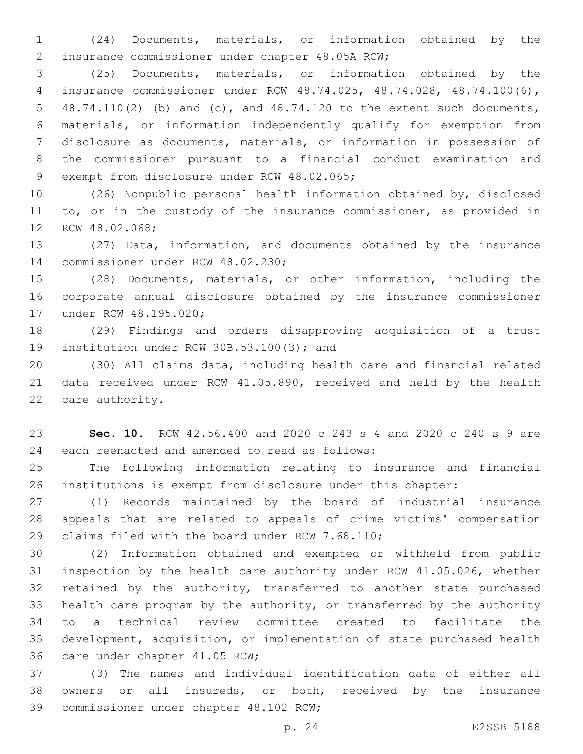(24) Documents, materials, or information obtained by the insurance commissioner under chapter 48.05A RCW;

(25) Documents, materials, or information obtained by the insurance commissioner under RCW 48.74.025, 48.74.028, 48.74.100(6), 48.74.110(2) (b) and (c), and 48.74.120 to the extent such documents, materials, or information independently qualify for exemption from disclosure as documents, materials, or information in possession of the commissioner pursuant to a financial conduct examination and exempt from disclosure under RCW 48.02.065;

(26) Nonpublic personal health information obtained by, disclosed to, or in the custody of the insurance commissioner, as provided in RCW 48.02.068;

(27) Data, information, and documents obtained by the insurance commissioner under RCW 48.02.230;

(28) Documents, materials, or other information, including the corporate annual disclosure obtained by the insurance commissioner under RCW 48.195.020;

(29) Findings and orders disapproving acquisition of a trust institution under RCW 30B.53.100(3); and

(30) All claims data, including health care and financial related data received under RCW 41.05.890, received and held by the health care authority.

**Sec. 10.** RCW 42.56.400 and 2020 c 243 s 4 and 2020 c 240 s 9 are each reenacted and amended to read as follows:

The following information relating to insurance and financial institutions is exempt from disclosure under this chapter:

(1) Records maintained by the board of industrial insurance appeals that are related to appeals of crime victims' compensation claims filed with the board under RCW 7.68.110;

(2) Information obtained and exempted or withheld from public inspection by the health care authority under RCW 41.05.026, whether retained by the authority, transferred to another state purchased health care program by the authority, or transferred by the authority to a technical review committee created to facilitate the development, acquisition, or implementation of state purchased health care under chapter 41.05 RCW;

(3) The names and individual identification data of either all owners or all insureds, or both, received by the insurance commissioner under chapter 48.102 RCW;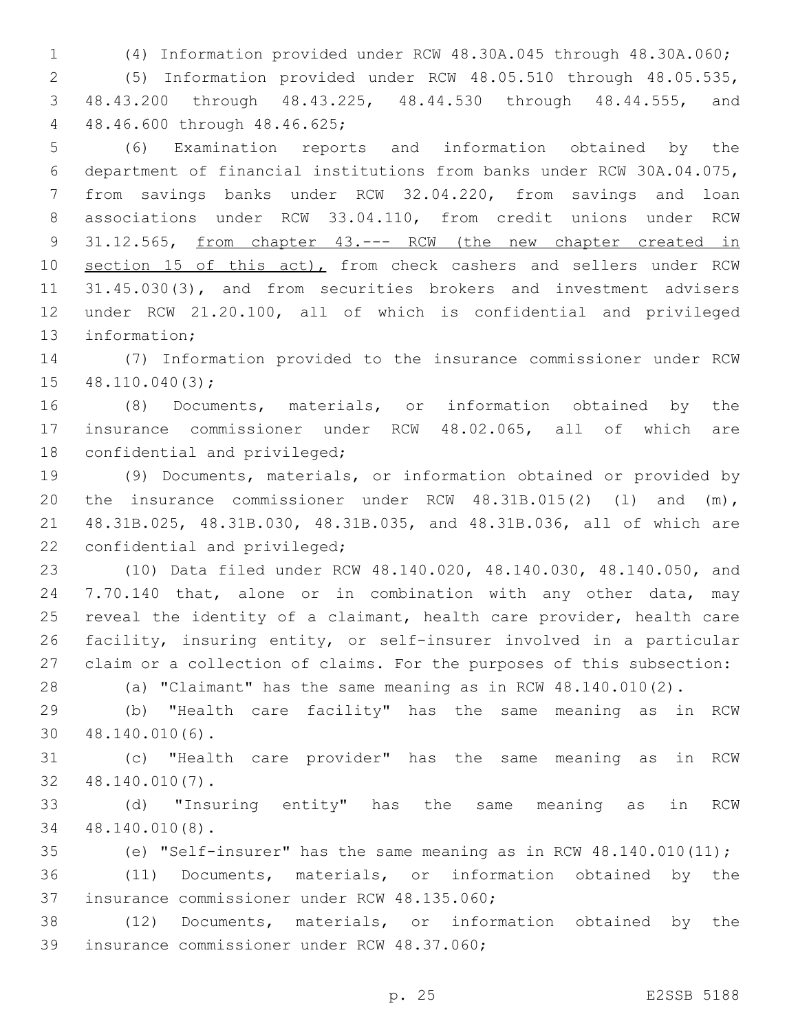(4) Information provided under RCW 48.30A.045 through 48.30A.060;

(5) Information provided under RCW 48.05.510 through 48.05.535, 48.43.200 through 48.43.225, 48.44.530 through 48.44.555, and 48.46.600 through 48.46.625;

(6) Examination reports and information obtained by the department of financial institutions from banks under RCW 30A.04.075, from savings banks under RCW 32.04.220, from savings and loan associations under RCW 33.04.110, from credit unions under RCW 31.12.565, <u>from chapter 43.--- RCW (the new chapter created in section 15 of this act),</u> from check cashers and sellers under RCW 31.45.030(3), and from securities brokers and investment advisers under RCW 21.20.100, all of which is confidential and privileged information;

(7) Information provided to the insurance commissioner under RCW 48.110.040(3);

(8) Documents, materials, or information obtained by the insurance commissioner under RCW 48.02.065, all of which are confidential and privileged;

(9) Documents, materials, or information obtained or provided by the insurance commissioner under RCW 48.31B.015(2) (l) and (m), 48.31B.025, 48.31B.030, 48.31B.035, and 48.31B.036, all of which are confidential and privileged;

(10) Data filed under RCW 48.140.020, 48.140.030, 48.140.050, and 7.70.140 that, alone or in combination with any other data, may reveal the identity of a claimant, health care provider, health care facility, insuring entity, or self-insurer involved in a particular claim or a collection of claims. For the purposes of this subsection:

(a) "Claimant" has the same meaning as in RCW 48.140.010(2).

(b) "Health care facility" has the same meaning as in RCW 48.140.010(6).

(c) "Health care provider" has the same meaning as in RCW 48.140.010(7).

(d) "Insuring entity" has the same meaning as in RCW 48.140.010(8).

(e) "Self-insurer" has the same meaning as in RCW 48.140.010(11);

(11) Documents, materials, or information obtained by the insurance commissioner under RCW 48.135.060;

(12) Documents, materials, or information obtained by the insurance commissioner under RCW 48.37.060;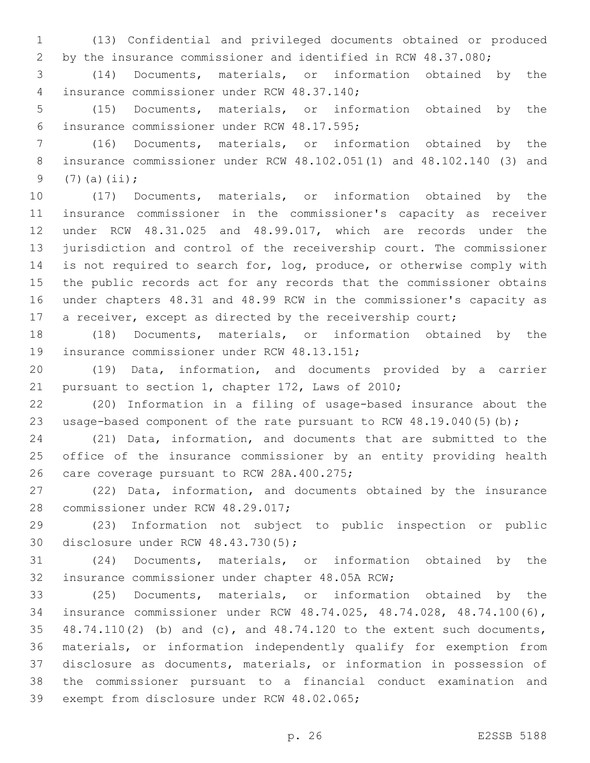(13) Confidential and privileged documents obtained or produced by the insurance commissioner and identified in RCW 48.37.080;

(14) Documents, materials, or information obtained by the insurance commissioner under RCW 48.37.140;

(15) Documents, materials, or information obtained by the insurance commissioner under RCW 48.17.595;

(16) Documents, materials, or information obtained by the insurance commissioner under RCW 48.102.051(1) and 48.102.140 (3) and (7)(a)(ii);

(17) Documents, materials, or information obtained by the insurance commissioner in the commissioner's capacity as receiver under RCW 48.31.025 and 48.99.017, which are records under the jurisdiction and control of the receivership court. The commissioner is not required to search for, log, produce, or otherwise comply with the public records act for any records that the commissioner obtains under chapters 48.31 and 48.99 RCW in the commissioner's capacity as a receiver, except as directed by the receivership court;

(18) Documents, materials, or information obtained by the insurance commissioner under RCW 48.13.151;

(19) Data, information, and documents provided by a carrier pursuant to section 1, chapter 172, Laws of 2010;

(20) Information in a filing of usage-based insurance about the usage-based component of the rate pursuant to RCW 48.19.040(5)(b);

(21) Data, information, and documents that are submitted to the office of the insurance commissioner by an entity providing health care coverage pursuant to RCW 28A.400.275;

(22) Data, information, and documents obtained by the insurance commissioner under RCW 48.29.017;

(23) Information not subject to public inspection or public disclosure under RCW 48.43.730(5);

(24) Documents, materials, or information obtained by the insurance commissioner under chapter 48.05A RCW;

(25) Documents, materials, or information obtained by the insurance commissioner under RCW 48.74.025, 48.74.028, 48.74.100(6), 48.74.110(2) (b) and (c), and 48.74.120 to the extent such documents, materials, or information independently qualify for exemption from disclosure as documents, materials, or information in possession of the commissioner pursuant to a financial conduct examination and exempt from disclosure under RCW 48.02.065;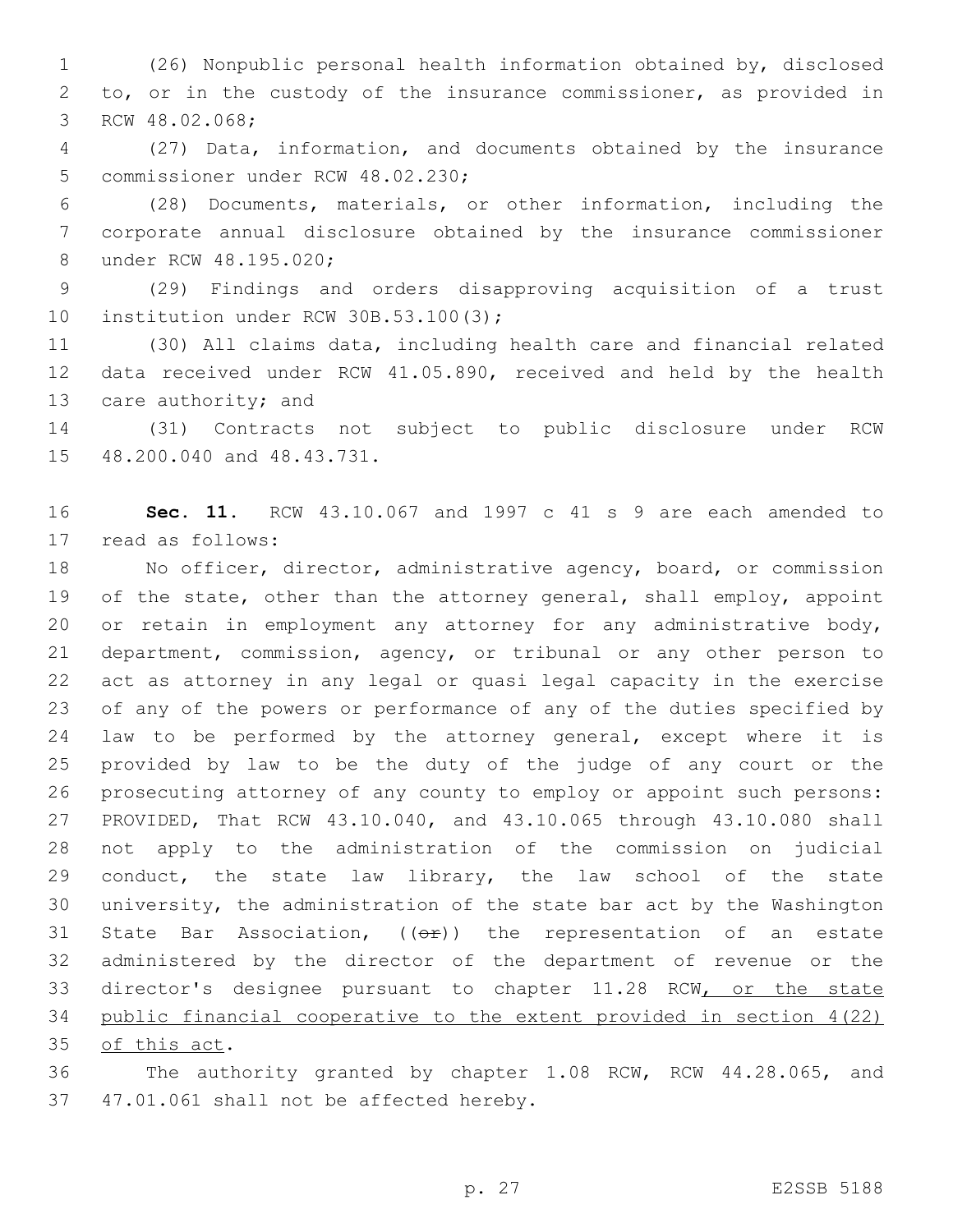(26) Nonpublic personal health information obtained by, disclosed to, or in the custody of the insurance commissioner, as provided in RCW 48.02.068;

(27) Data, information, and documents obtained by the insurance commissioner under RCW 48.02.230;

(28) Documents, materials, or other information, including the corporate annual disclosure obtained by the insurance commissioner under RCW 48.195.020;

(29) Findings and orders disapproving acquisition of a trust institution under RCW 30B.53.100(3);

(30) All claims data, including health care and financial related data received under RCW 41.05.890, received and held by the health care authority; and

(31) Contracts not subject to public disclosure under RCW 48.200.040 and 48.43.731.

**Sec. 11.** RCW 43.10.067 and 1997 c 41 s 9 are each amended to read as follows:

No officer, director, administrative agency, board, or commission of the state, other than the attorney general, shall employ, appoint or retain in employment any attorney for any administrative body, department, commission, agency, or tribunal or any other person to act as attorney in any legal or quasi legal capacity in the exercise of any of the powers or performance of any of the duties specified by law to be performed by the attorney general, except where it is provided by law to be the duty of the judge of any court or the prosecuting attorney of any county to employ or appoint such persons: PROVIDED, That RCW 43.10.040, and 43.10.065 through 43.10.080 shall not apply to the administration of the commission on judicial conduct, the state law library, the law school of the state university, the administration of the state bar act by the Washington State Bar Association, ((~~or~~)) the representation of an estate administered by the director of the department of revenue or the director's designee pursuant to chapter 11.28 RCW<u>, or the state public financial cooperative to the extent provided in section 4(22) of this act</u>.

The authority granted by chapter 1.08 RCW, RCW 44.28.065, and 47.01.061 shall not be affected hereby.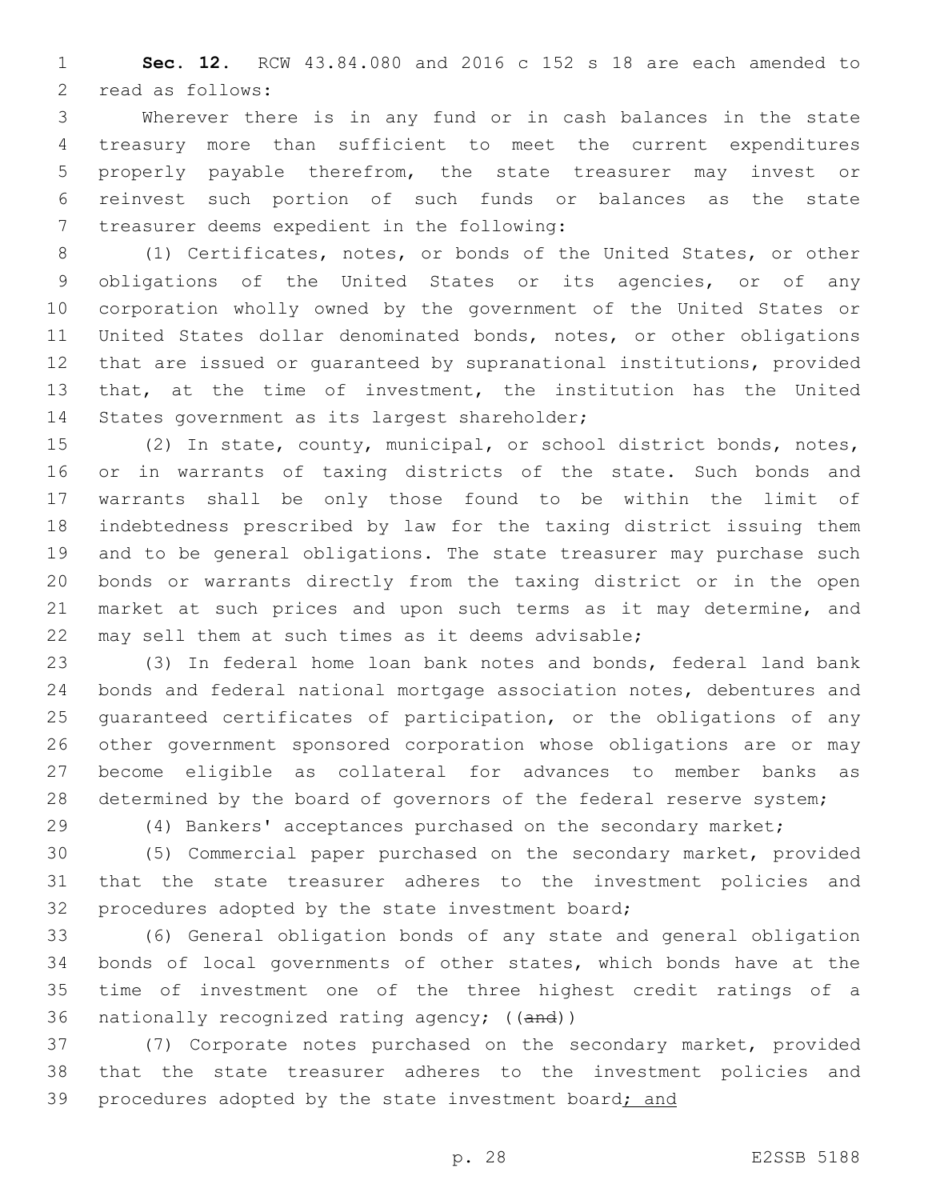**Sec. 12.** RCW 43.84.080 and 2016 c 152 s 18 are each amended to read as follows:

Wherever there is in any fund or in cash balances in the state treasury more than sufficient to meet the current expenditures properly payable therefrom, the state treasurer may invest or reinvest such portion of such funds or balances as the state treasurer deems expedient in the following:

(1) Certificates, notes, or bonds of the United States, or other obligations of the United States or its agencies, or of any corporation wholly owned by the government of the United States or United States dollar denominated bonds, notes, or other obligations that are issued or guaranteed by supranational institutions, provided that, at the time of investment, the institution has the United States government as its largest shareholder;

(2) In state, county, municipal, or school district bonds, notes, or in warrants of taxing districts of the state. Such bonds and warrants shall be only those found to be within the limit of indebtedness prescribed by law for the taxing district issuing them and to be general obligations. The state treasurer may purchase such bonds or warrants directly from the taxing district or in the open market at such prices and upon such terms as it may determine, and may sell them at such times as it deems advisable;

(3) In federal home loan bank notes and bonds, federal land bank bonds and federal national mortgage association notes, debentures and guaranteed certificates of participation, or the obligations of any other government sponsored corporation whose obligations are or may become eligible as collateral for advances to member banks as determined by the board of governors of the federal reserve system;

(4) Bankers' acceptances purchased on the secondary market;

(5) Commercial paper purchased on the secondary market, provided that the state treasurer adheres to the investment policies and procedures adopted by the state investment board;

(6) General obligation bonds of any state and general obligation bonds of local governments of other states, which bonds have at the time of investment one of the three highest credit ratings of a nationally recognized rating agency; ((~~and~~))

(7) Corporate notes purchased on the secondary market, provided that the state treasurer adheres to the investment policies and procedures adopted by the state investment board<u>; and</u>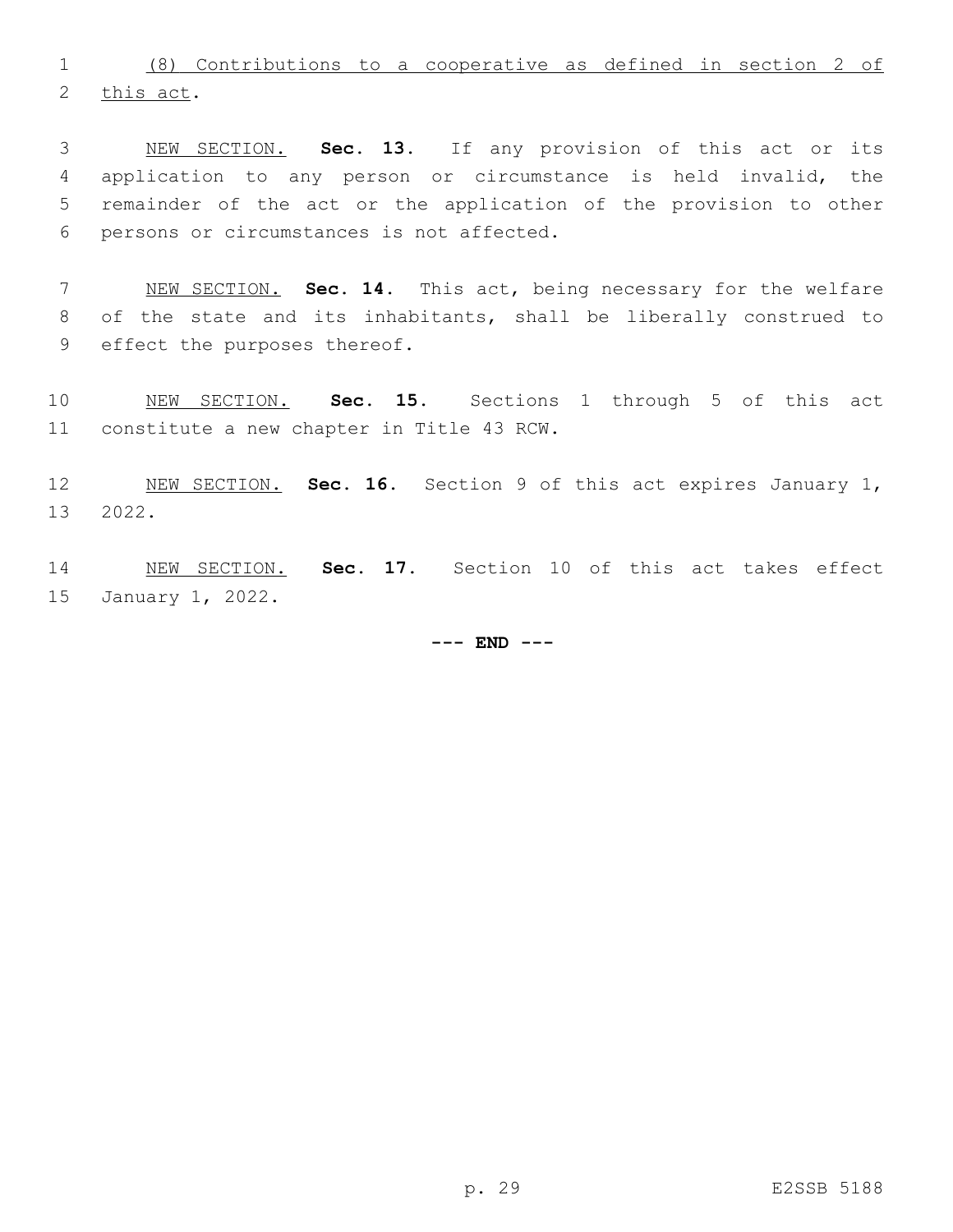(8) Contributions to a cooperative as defined in section 2 of this act.

NEW SECTION. **Sec. 13.** If any provision of this act or its application to any person or circumstance is held invalid, the remainder of the act or the application of the provision to other persons or circumstances is not affected.

NEW SECTION. **Sec. 14.** This act, being necessary for the welfare of the state and its inhabitants, shall be liberally construed to effect the purposes thereof.

NEW SECTION. **Sec. 15.** Sections 1 through 5 of this act constitute a new chapter in Title 43 RCW.

NEW SECTION. **Sec. 16.** Section 9 of this act expires January 1, 2022.

NEW SECTION. **Sec. 17.** Section 10 of this act takes effect January 1, 2022.

**--- END ---**